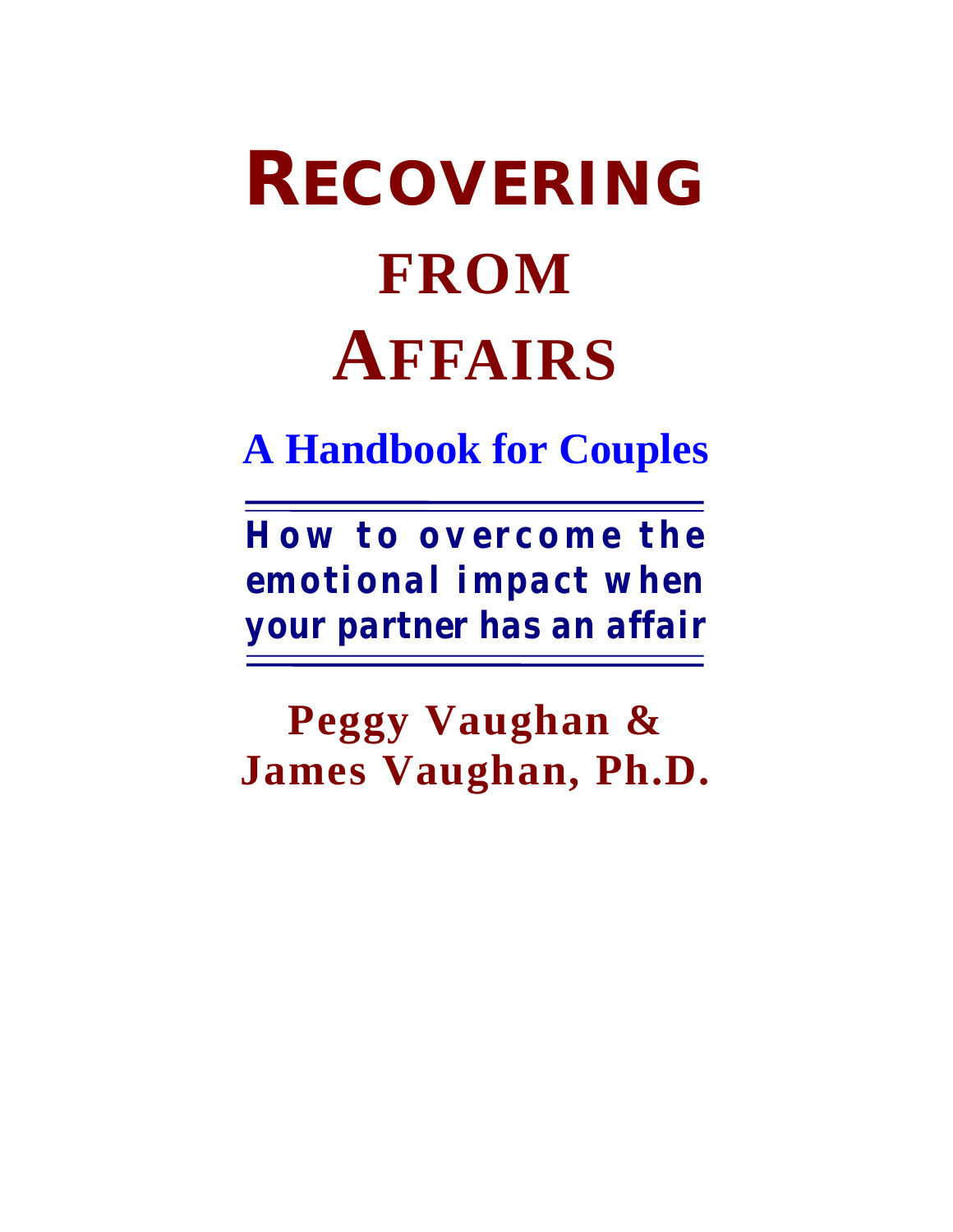# RECOVERING FROM AFFAIRS

## A Handbook for Couples

**How to overcome the emotional impact when your partner has an affair**

**Peggy Vaughan & James Vaughan, Ph.D.**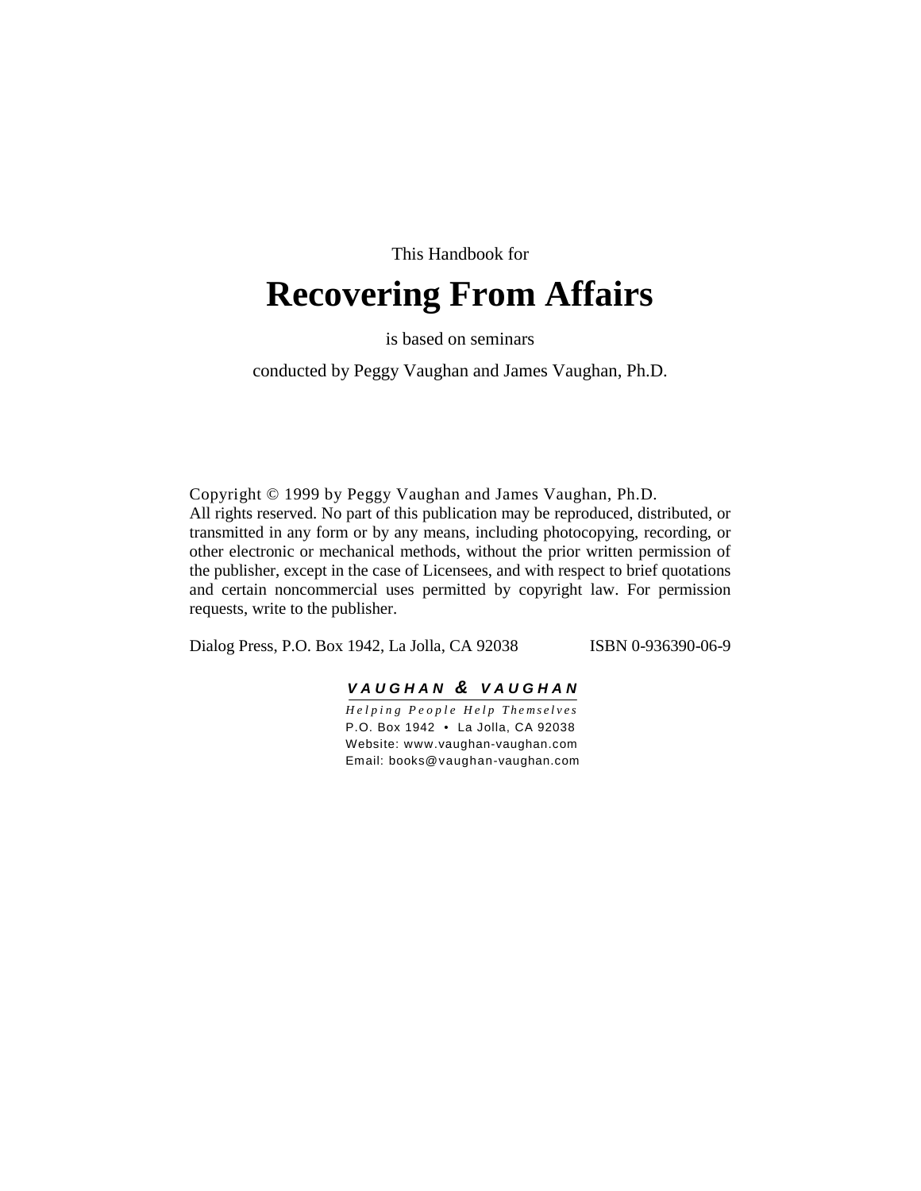This Handbook for

# Recovering From Affairs

is based on seminars

conducted by Peggy Vaughan and James Vaughan, Ph.D.

Copyright © 1999 by Peggy Vaughan and James Vaughan, Ph.D.
All rights reserved. No part of this publication may be reproduced, distributed, or transmitted in any form or by any means, including photocopying, recording, or other electronic or mechanical methods, without the prior written permission of the publisher, except in the case of Licensees, and with respect to brief quotations and certain noncommercial uses permitted by copyright law. For permission requests, write to the publisher.

Dialog Press, P.O. Box 1942, La Jolla, CA 92038 ISBN 0-936390-06-9

***VAUGHAN & VAUGHAN***

*Helping People Help Themselves*

P.O. Box 1942 • La Jolla, CA 92038

Website: www.vaughan-vaughan.com

Email: books@vaughan-vaughan.com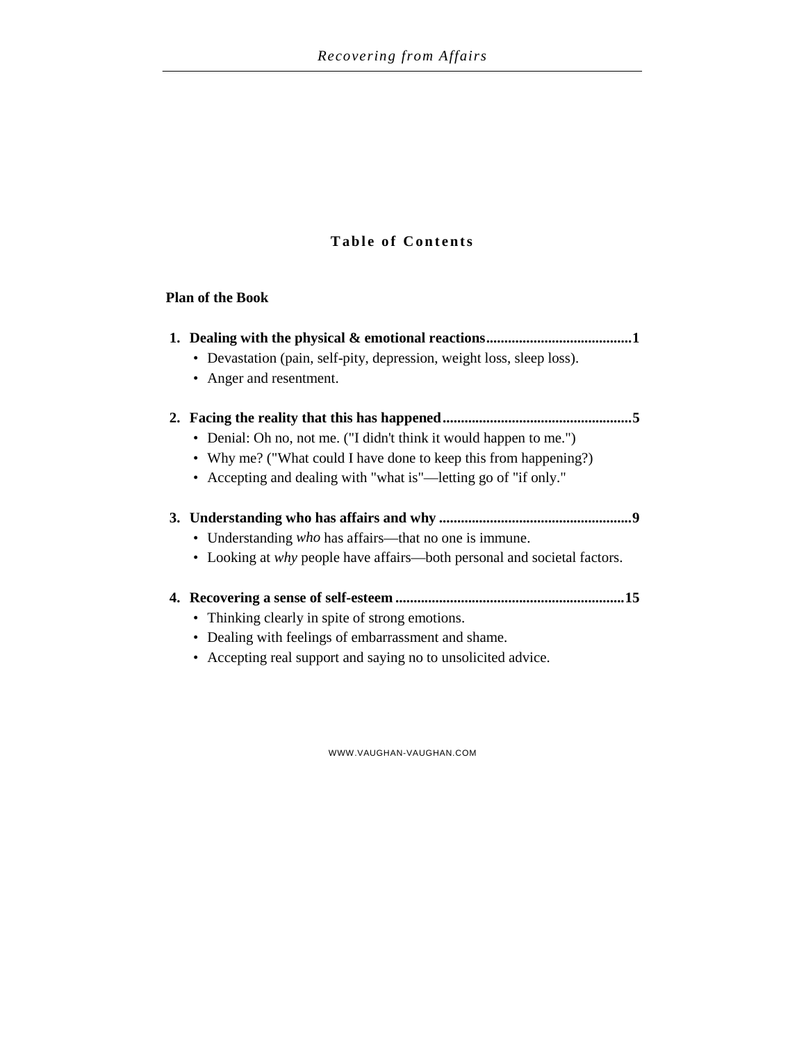# Table of Contents

**Plan of the Book**

1. **Dealing with the physical & emotional reactions........................................1**
   - Devastation (pain, self-pity, depression, weight loss, sleep loss).
   - Anger and resentment.

2. **Facing the reality that this has happened...................................................5**
   - Denial: Oh no, not me. ("I didn't think it would happen to me.")
   - Why me? ("What could I have done to keep this from happening?)
   - Accepting and dealing with "what is"—letting go of "if only."

3. **Understanding who has affairs and why ....................................................9**
   - Understanding *who* has affairs—that no one is immune.
   - Looking at *why* people have affairs—both personal and societal factors.

4. **Recovering a sense of self-esteem ..............................................................15**
   - Thinking clearly in spite of strong emotions.
   - Dealing with feelings of embarrassment and shame.
   - Accepting real support and saying no to unsolicited advice.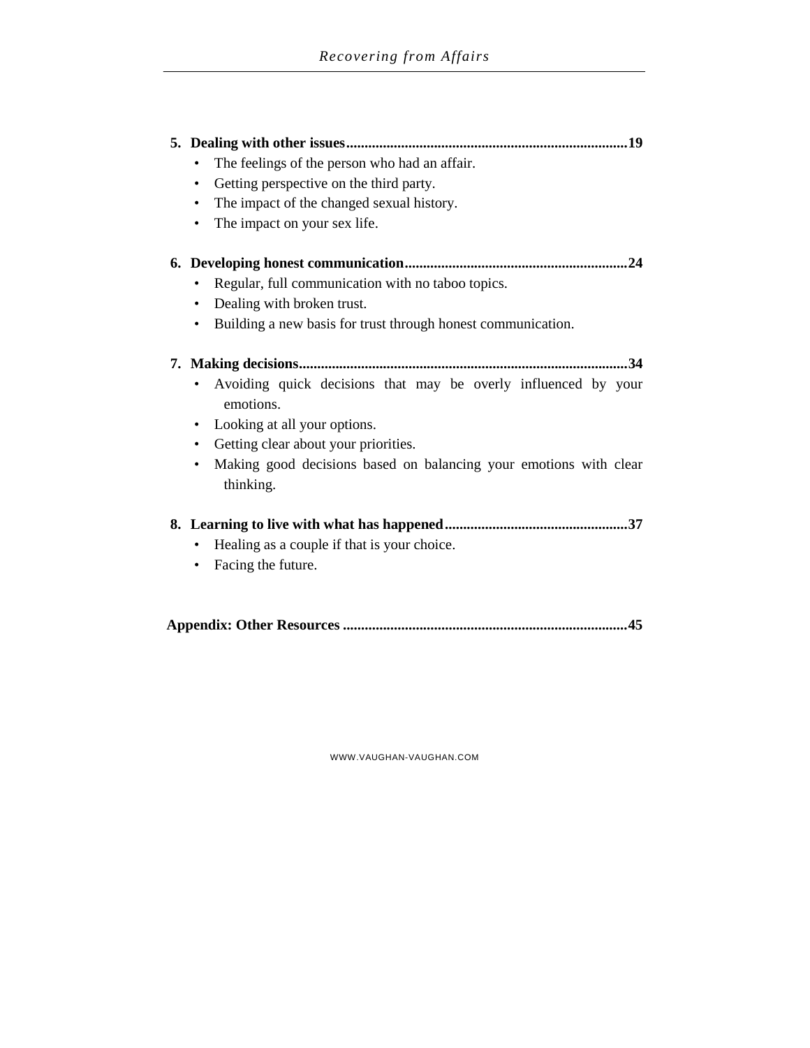**5. Dealing with other issues............................................................................19**

- The feelings of the person who had an affair.
- Getting perspective on the third party.
- The impact of the changed sexual history.
- The impact on your sex life.

**6. Developing honest communication............................................................24**

- Regular, full communication with no taboo topics.
- Dealing with broken trust.
- Building a new basis for trust through honest communication.

**7. Making decisions.........................................................................................34**

- Avoiding quick decisions that may be overly influenced by your emotions.
- Looking at all your options.
- Getting clear about your priorities.
- Making good decisions based on balancing your emotions with clear thinking.

**8. Learning to live with what has happened..................................................37**

- Healing as a couple if that is your choice.
- Facing the future.

**Appendix: Other Resources ............................................................................45**

WWW.VAUGHAN-VAUGHAN.COM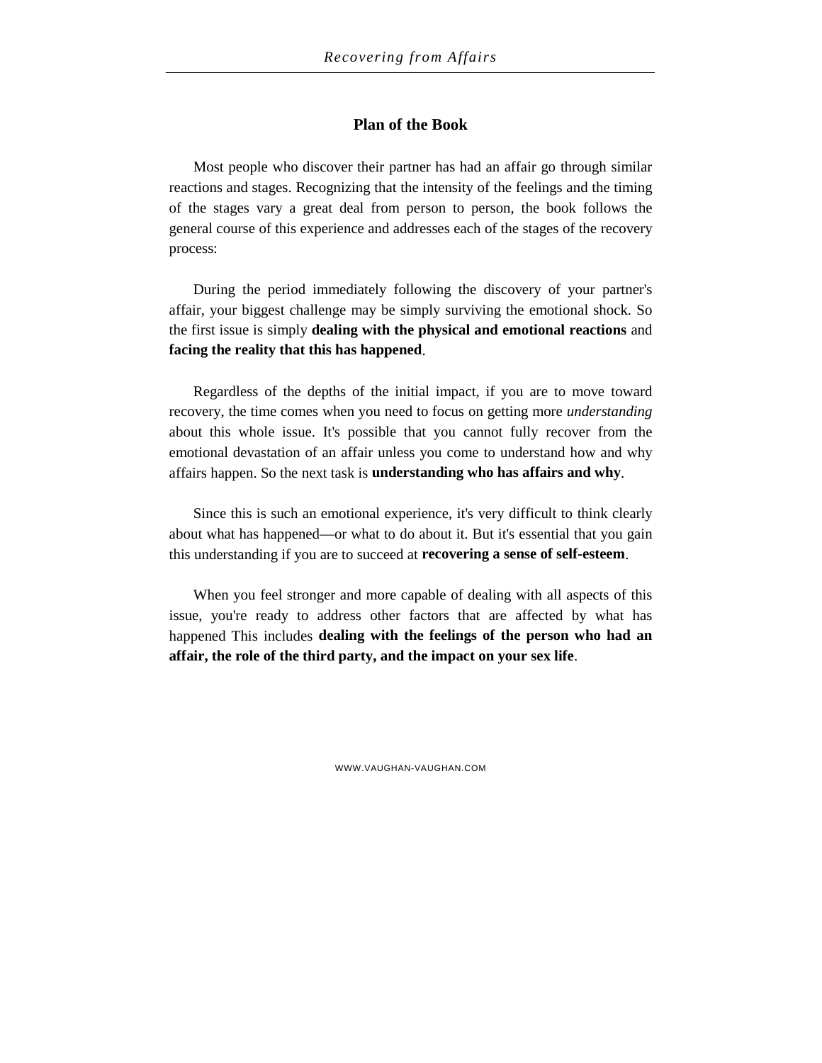## Plan of the Book

Most people who discover their partner has had an affair go through similar reactions and stages. Recognizing that the intensity of the feelings and the timing of the stages vary a great deal from person to person, the book follows the general course of this experience and addresses each of the stages of the recovery process:

During the period immediately following the discovery of your partner's affair, your biggest challenge may be simply surviving the emotional shock. So the first issue is simply **dealing with the physical and emotional reactions** and **facing the reality that this has happened**.

Regardless of the depths of the initial impact, if you are to move toward recovery, the time comes when you need to focus on getting more *understanding* about this whole issue. It's possible that you cannot fully recover from the emotional devastation of an affair unless you come to understand how and why affairs happen. So the next task is **understanding who has affairs and why**.

Since this is such an emotional experience, it's very difficult to think clearly about what has happened—or what to do about it. But it's essential that you gain this understanding if you are to succeed at **recovering a sense of self-esteem**.

When you feel stronger and more capable of dealing with all aspects of this issue, you're ready to address other factors that are affected by what has happened This includes **dealing with the feelings of the person who had an affair, the role of the third party, and the impact on your sex life**.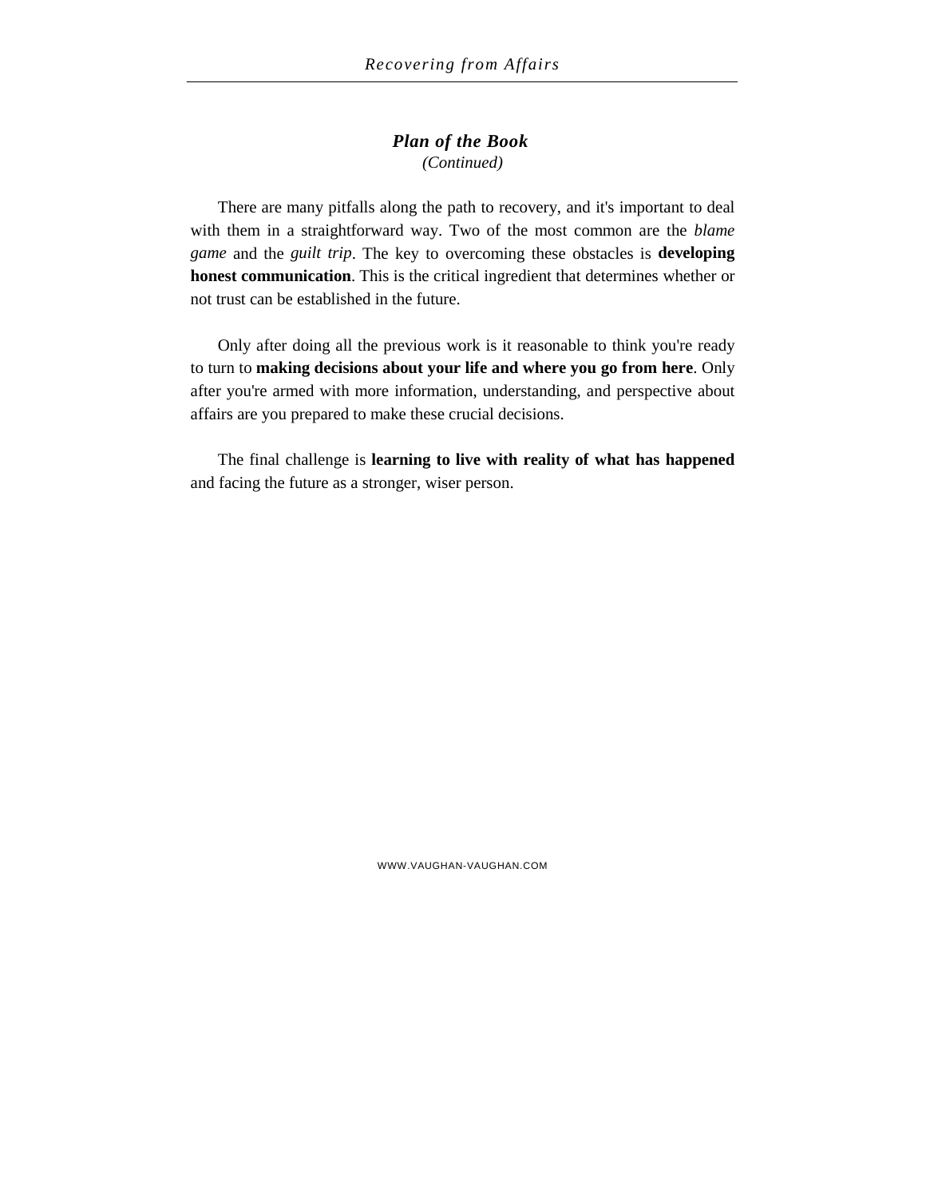## *Plan of the Book*

*(Continued)*

There are many pitfalls along the path to recovery, and it's important to deal with them in a straightforward way. Two of the most common are the *blame game* and the *guilt trip*. The key to overcoming these obstacles is **developing honest communication**. This is the critical ingredient that determines whether or not trust can be established in the future.

Only after doing all the previous work is it reasonable to think you're ready to turn to **making decisions about your life and where you go from here**. Only after you're armed with more information, understanding, and perspective about affairs are you prepared to make these crucial decisions.

The final challenge is **learning to live with reality of what has happened** and facing the future as a stronger, wiser person.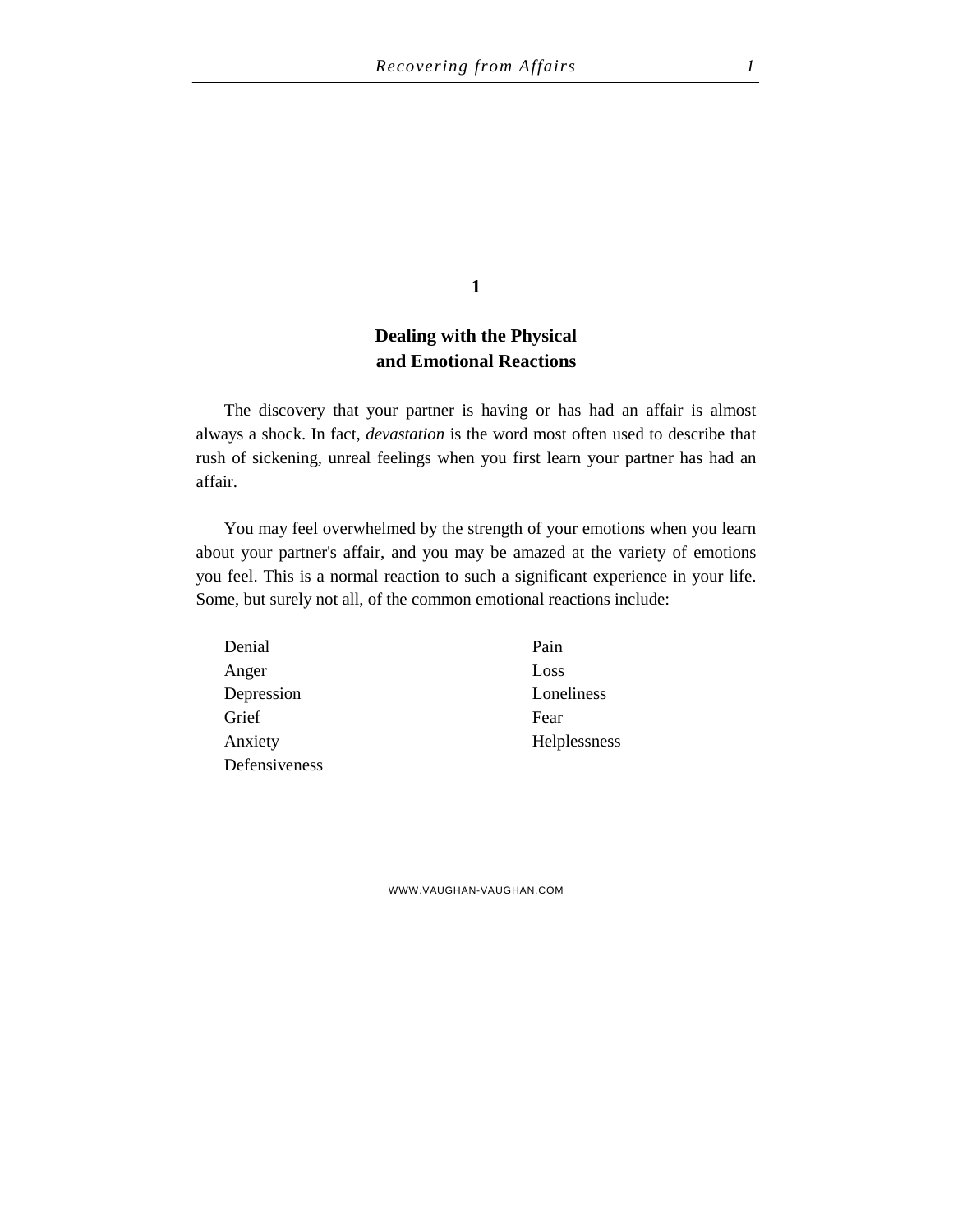# 1

# Dealing with the Physical and Emotional Reactions

The discovery that your partner is having or has had an affair is almost always a shock. In fact, *devastation* is the word most often used to describe that rush of sickening, unreal feelings when you first learn your partner has had an affair.

You may feel overwhelmed by the strength of your emotions when you learn about your partner's affair, and you may be amazed at the variety of emotions you feel. This is a normal reaction to such a significant experience in your life. Some, but surely not all, of the common emotional reactions include:

- Denial
- Anger
- Depression
- Grief
- Anxiety
- Defensiveness
- Pain
- Loss
- Loneliness
- Fear
- Helplessness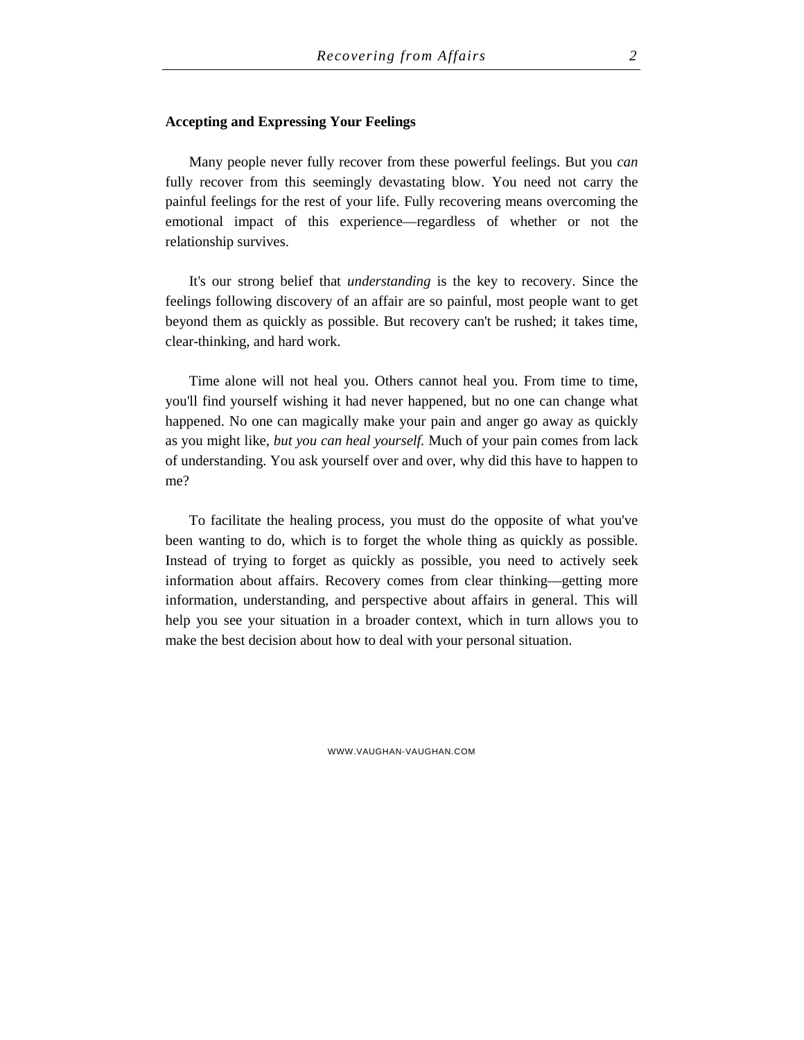## Accepting and Expressing Your Feelings

Many people never fully recover from these powerful feelings. But you *can* fully recover from this seemingly devastating blow. You need not carry the painful feelings for the rest of your life. Fully recovering means overcoming the emotional impact of this experience—regardless of whether or not the relationship survives.

It's our strong belief that *understanding* is the key to recovery. Since the feelings following discovery of an affair are so painful, most people want to get beyond them as quickly as possible. But recovery can't be rushed; it takes time, clear-thinking, and hard work.

Time alone will not heal you. Others cannot heal you. From time to time, you'll find yourself wishing it had never happened, but no one can change what happened. No one can magically make your pain and anger go away as quickly as you might like, *but you can heal yourself.* Much of your pain comes from lack of understanding. You ask yourself over and over, why did this have to happen to me?

To facilitate the healing process, you must do the opposite of what you've been wanting to do, which is to forget the whole thing as quickly as possible. Instead of trying to forget as quickly as possible, you need to actively seek information about affairs. Recovery comes from clear thinking—getting more information, understanding, and perspective about affairs in general. This will help you see your situation in a broader context, which in turn allows you to make the best decision about how to deal with your personal situation.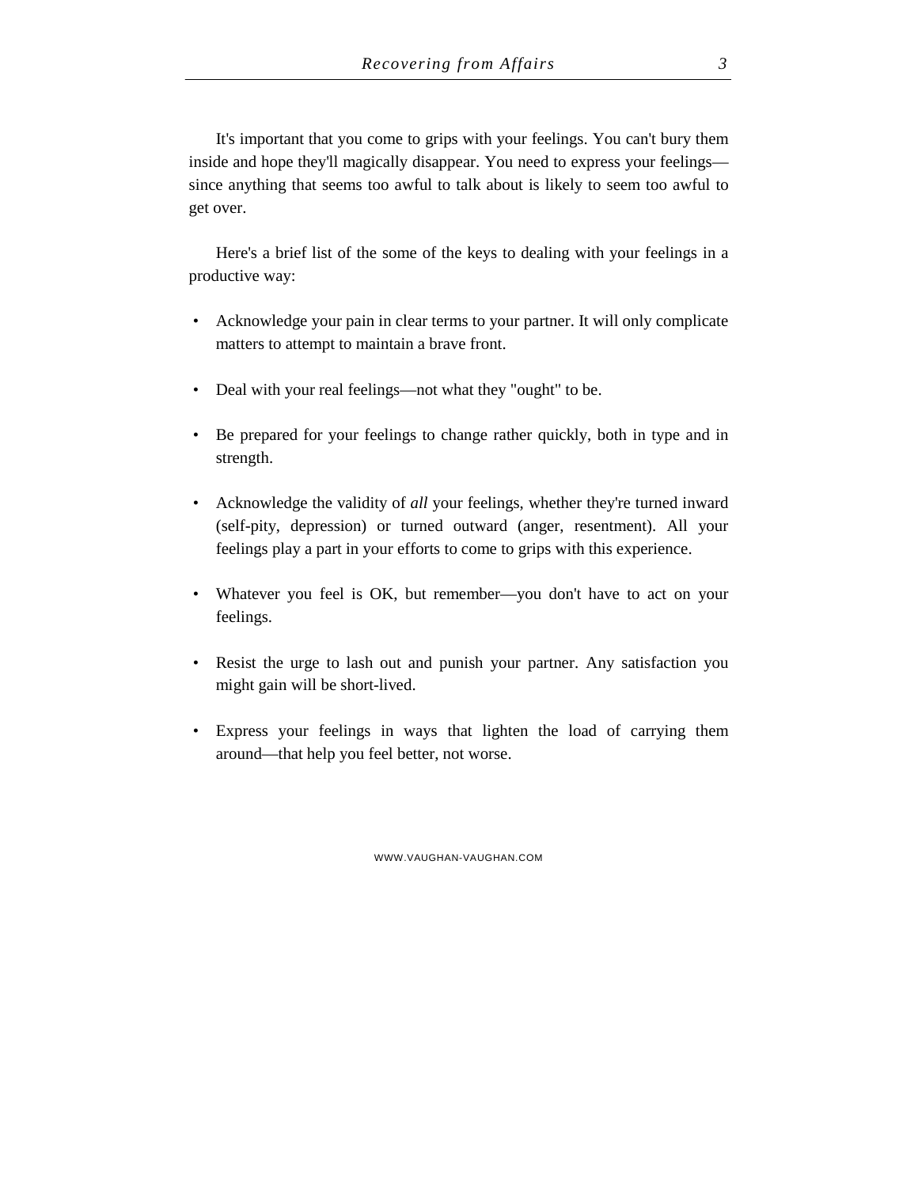It's important that you come to grips with your feelings. You can't bury them inside and hope they'll magically disappear. You need to express your feelings—since anything that seems too awful to talk about is likely to seem too awful to get over.

Here's a brief list of the some of the keys to dealing with your feelings in a productive way:

- Acknowledge your pain in clear terms to your partner. It will only complicate matters to attempt to maintain a brave front.
- Deal with your real feelings—not what they "ought" to be.
- Be prepared for your feelings to change rather quickly, both in type and in strength.
- Acknowledge the validity of *all* your feelings, whether they're turned inward (self-pity, depression) or turned outward (anger, resentment). All your feelings play a part in your efforts to come to grips with this experience.
- Whatever you feel is OK, but remember—you don't have to act on your feelings.
- Resist the urge to lash out and punish your partner. Any satisfaction you might gain will be short-lived.
- Express your feelings in ways that lighten the load of carrying them around—that help you feel better, not worse.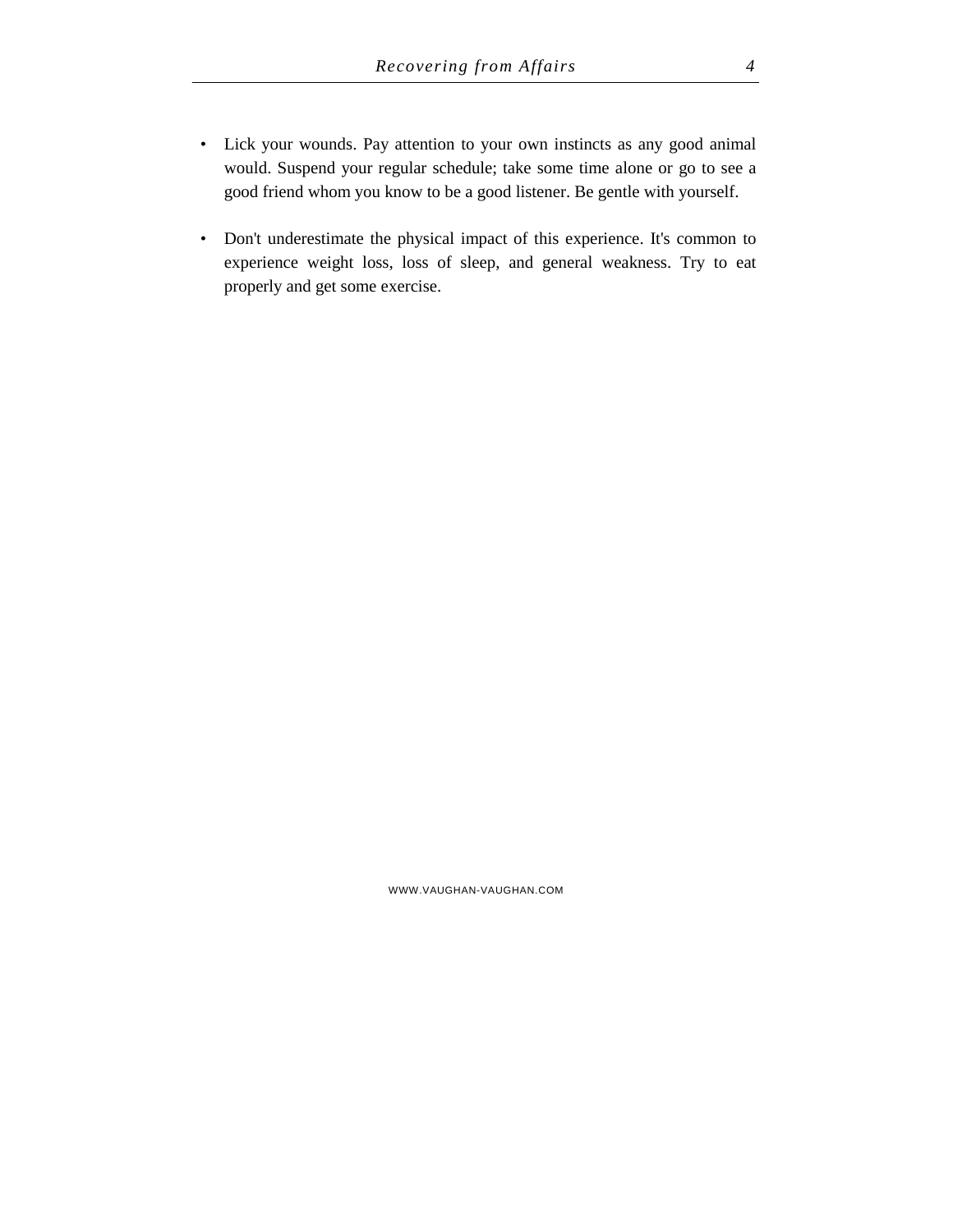- Lick your wounds. Pay attention to your own instincts as any good animal would. Suspend your regular schedule; take some time alone or go to see a good friend whom you know to be a good listener. Be gentle with yourself.

- Don't underestimate the physical impact of this experience. It's common to experience weight loss, loss of sleep, and general weakness. Try to eat properly and get some exercise.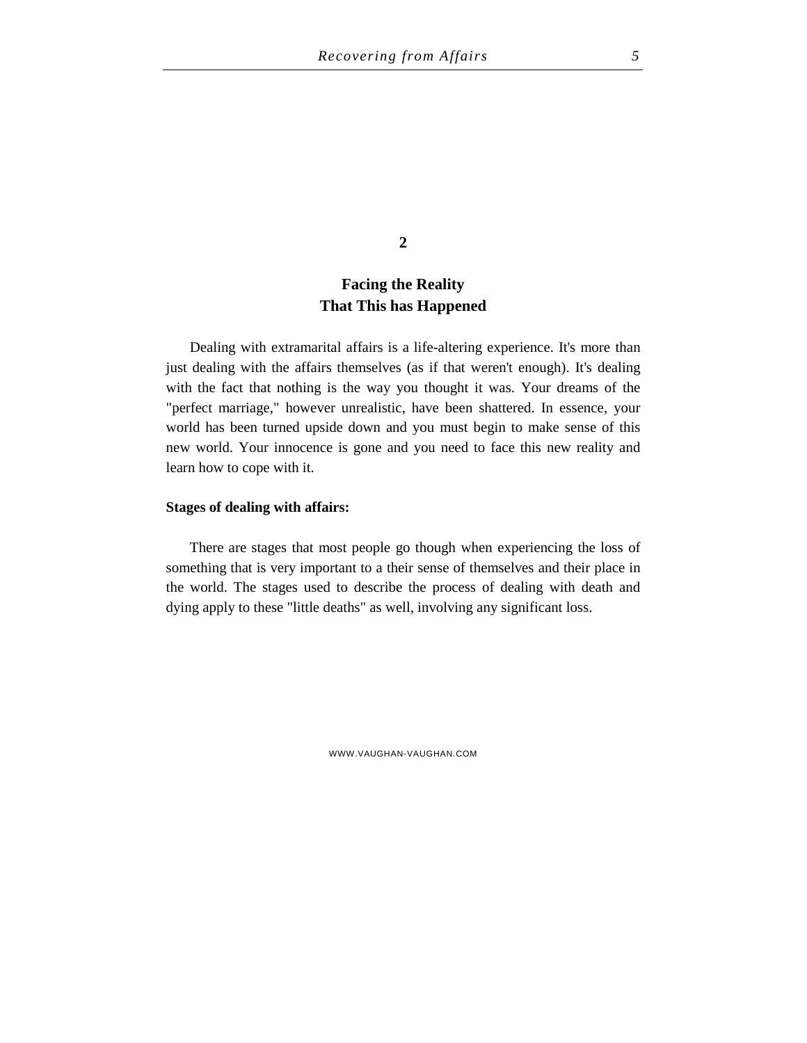# 2

# Facing the Reality That This has Happened

Dealing with extramarital affairs is a life-altering experience. It's more than just dealing with the affairs themselves (as if that weren't enough). It's dealing with the fact that nothing is the way you thought it was. Your dreams of the "perfect marriage," however unrealistic, have been shattered. In essence, your world has been turned upside down and you must begin to make sense of this new world. Your innocence is gone and you need to face this new reality and learn how to cope with it.

**Stages of dealing with affairs:**

There are stages that most people go though when experiencing the loss of something that is very important to a their sense of themselves and their place in the world. The stages used to describe the process of dealing with death and dying apply to these "little deaths" as well, involving any significant loss.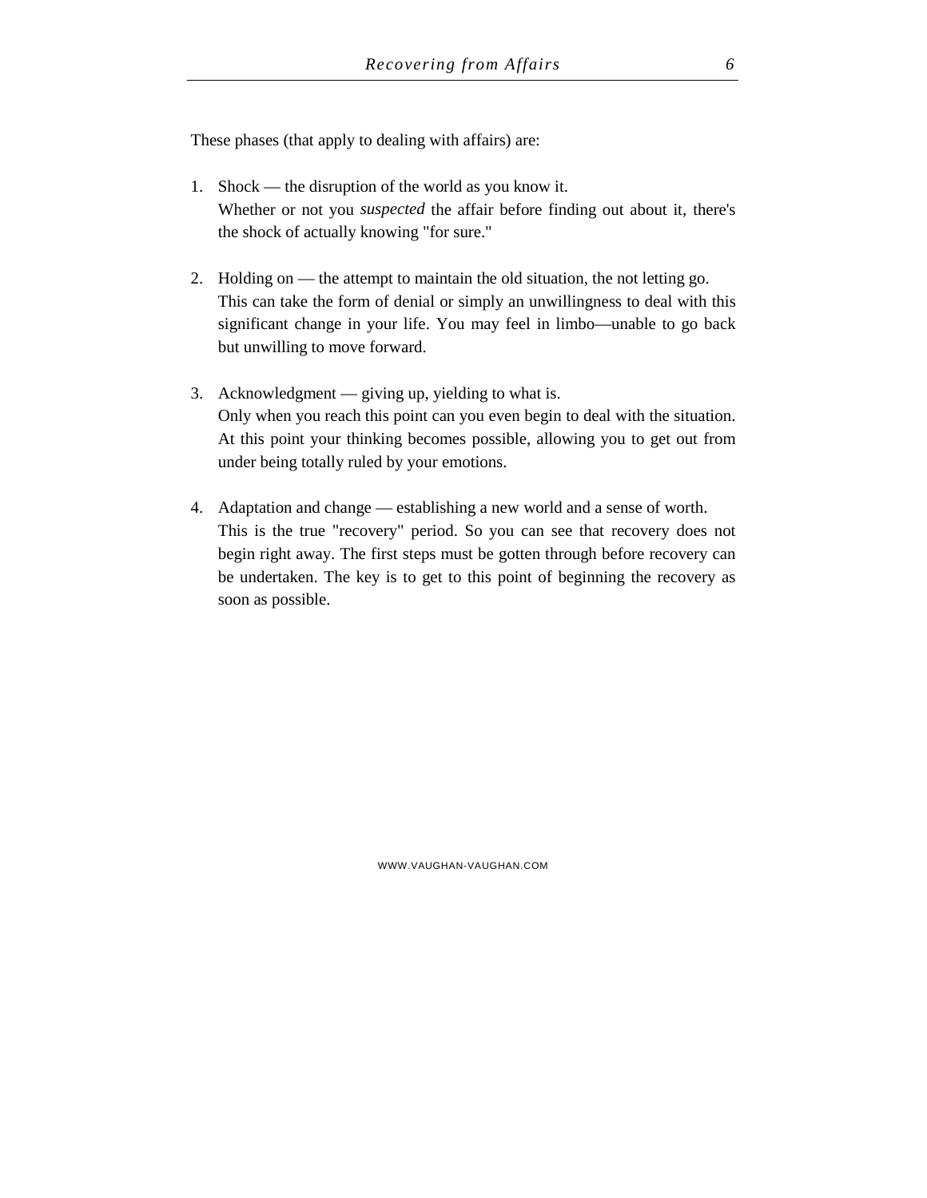These phases (that apply to dealing with affairs) are:

1. Shock — the disruption of the world as you know it.
   Whether or not you *suspected* the affair before finding out about it, there's the shock of actually knowing "for sure."

2. Holding on — the attempt to maintain the old situation, the not letting go.
   This can take the form of denial or simply an unwillingness to deal with this significant change in your life. You may feel in limbo—unable to go back but unwilling to move forward.

3. Acknowledgment — giving up, yielding to what is.
   Only when you reach this point can you even begin to deal with the situation. At this point your thinking becomes possible, allowing you to get out from under being totally ruled by your emotions.

4. Adaptation and change — establishing a new world and a sense of worth.
   This is the true "recovery" period. So you can see that recovery does not begin right away. The first steps must be gotten through before recovery can be undertaken. The key is to get to this point of beginning the recovery as soon as possible.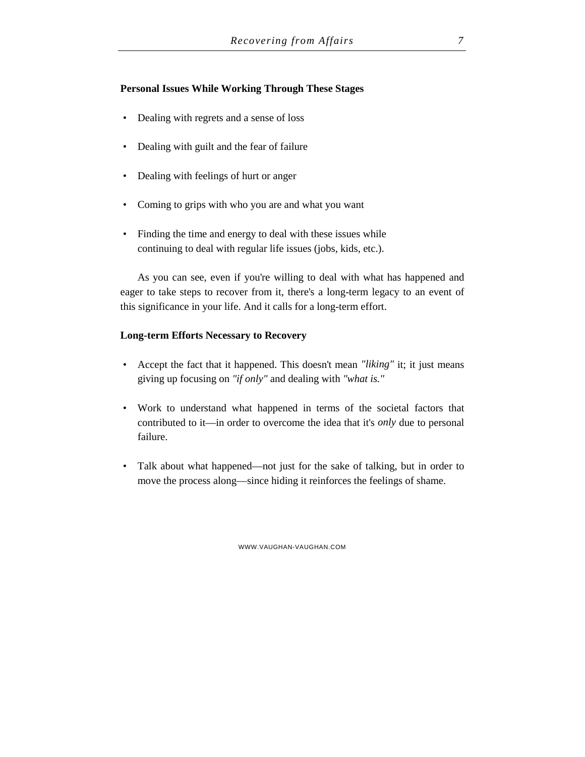**Personal Issues While Working Through These Stages**

- Dealing with regrets and a sense of loss
- Dealing with guilt and the fear of failure
- Dealing with feelings of hurt or anger
- Coming to grips with who you are and what you want
- Finding the time and energy to deal with these issues while continuing to deal with regular life issues (jobs, kids, etc.).

As you can see, even if you're willing to deal with what has happened and eager to take steps to recover from it, there's a long-term legacy to an event of this significance in your life. And it calls for a long-term effort.

**Long-term Efforts Necessary to Recovery**

- Accept the fact that it happened. This doesn't mean *"liking"* it; it just means giving up focusing on *"if only"* and dealing with *"what is."*
- Work to understand what happened in terms of the societal factors that contributed to it—in order to overcome the idea that it's *only* due to personal failure.
- Talk about what happened—not just for the sake of talking, but in order to move the process along—since hiding it reinforces the feelings of shame.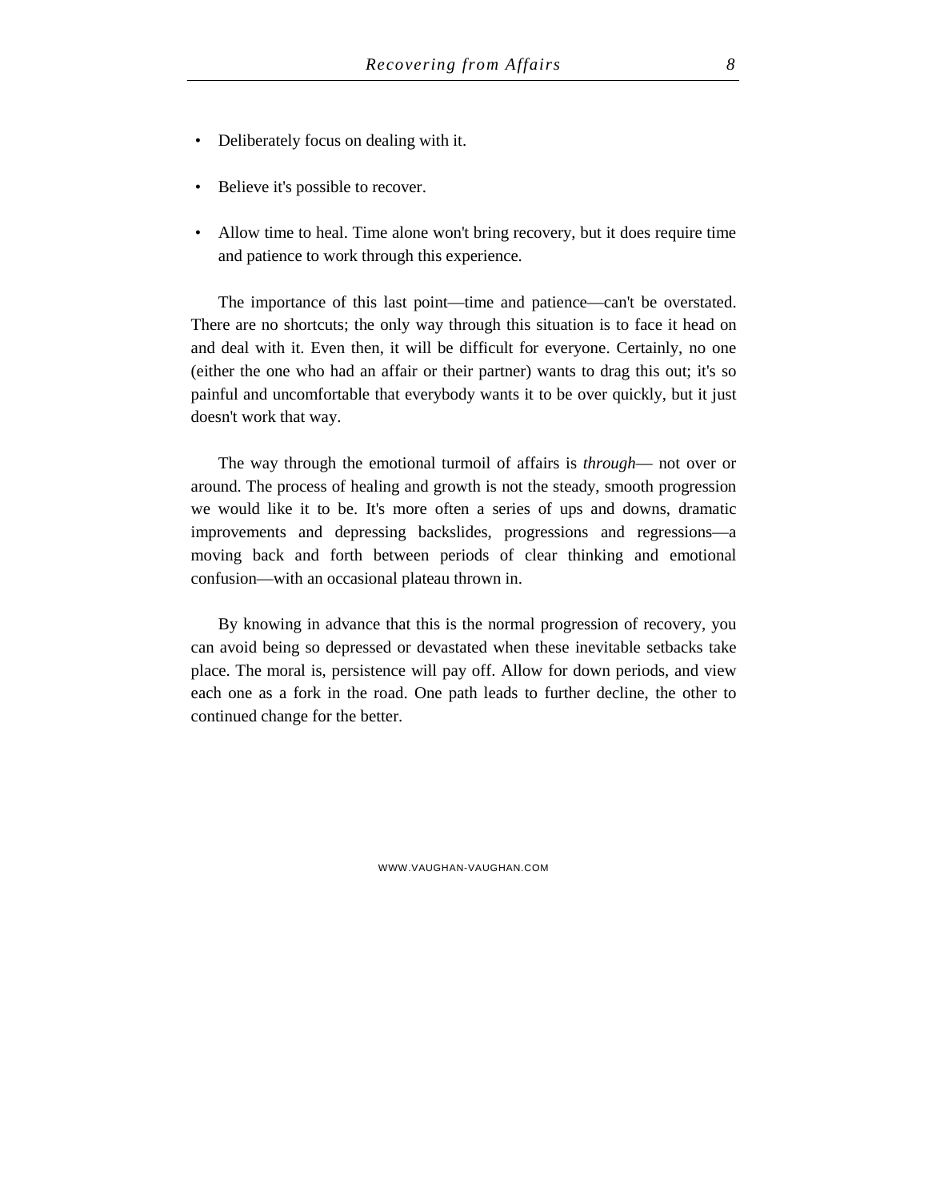- Deliberately focus on dealing with it.
- Believe it's possible to recover.
- Allow time to heal. Time alone won't bring recovery, but it does require time and patience to work through this experience.

The importance of this last point—time and patience—can't be overstated. There are no shortcuts; the only way through this situation is to face it head on and deal with it. Even then, it will be difficult for everyone. Certainly, no one (either the one who had an affair or their partner) wants to drag this out; it's so painful and uncomfortable that everybody wants it to be over quickly, but it just doesn't work that way.

The way through the emotional turmoil of affairs is *through*— not over or around. The process of healing and growth is not the steady, smooth progression we would like it to be. It's more often a series of ups and downs, dramatic improvements and depressing backslides, progressions and regressions—a moving back and forth between periods of clear thinking and emotional confusion—with an occasional plateau thrown in.

By knowing in advance that this is the normal progression of recovery, you can avoid being so depressed or devastated when these inevitable setbacks take place. The moral is, persistence will pay off. Allow for down periods, and view each one as a fork in the road. One path leads to further decline, the other to continued change for the better.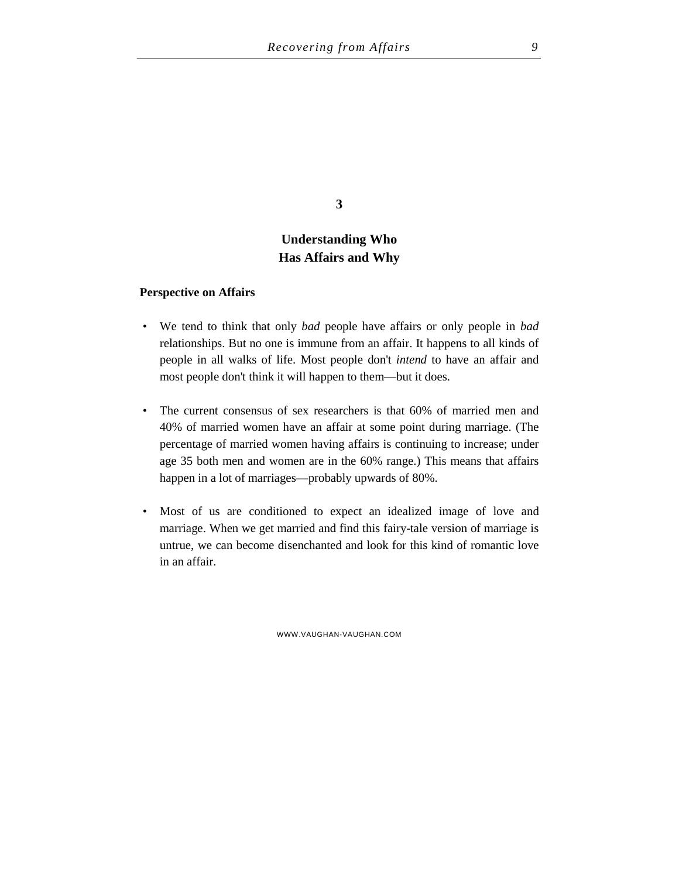# 3

# Understanding Who Has Affairs and Why

## Perspective on Affairs

- We tend to think that only *bad* people have affairs or only people in *bad* relationships. But no one is immune from an affair. It happens to all kinds of people in all walks of life. Most people don't *intend* to have an affair and most people don't think it will happen to them—but it does.

- The current consensus of sex researchers is that 60% of married men and 40% of married women have an affair at some point during marriage. (The percentage of married women having affairs is continuing to increase; under age 35 both men and women are in the 60% range.) This means that affairs happen in a lot of marriages—probably upwards of 80%.

- Most of us are conditioned to expect an idealized image of love and marriage. When we get married and find this fairy-tale version of marriage is untrue, we can become disenchanted and look for this kind of romantic love in an affair.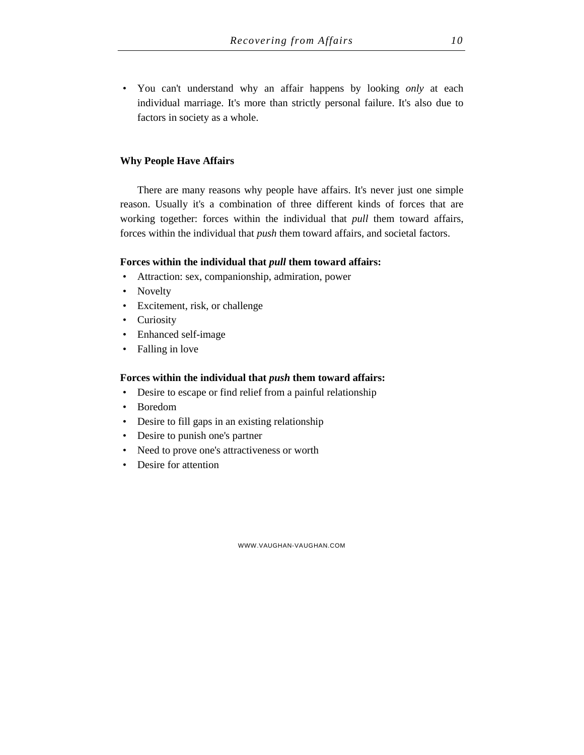- You can't understand why an affair happens by looking *only* at each individual marriage. It's more than strictly personal failure. It's also due to factors in society as a whole.

## Why People Have Affairs

There are many reasons why people have affairs. It's never just one simple reason. Usually it's a combination of three different kinds of forces that are working together: forces within the individual that *pull* them toward affairs, forces within the individual that *push* them toward affairs, and societal factors.

**Forces within the individual that *pull* them toward affairs:**

- Attraction: sex, companionship, admiration, power
- Novelty
- Excitement, risk, or challenge
- Curiosity
- Enhanced self-image
- Falling in love

**Forces within the individual that *push* them toward affairs:**

- Desire to escape or find relief from a painful relationship
- Boredom
- Desire to fill gaps in an existing relationship
- Desire to punish one's partner
- Need to prove one's attractiveness or worth
- Desire for attention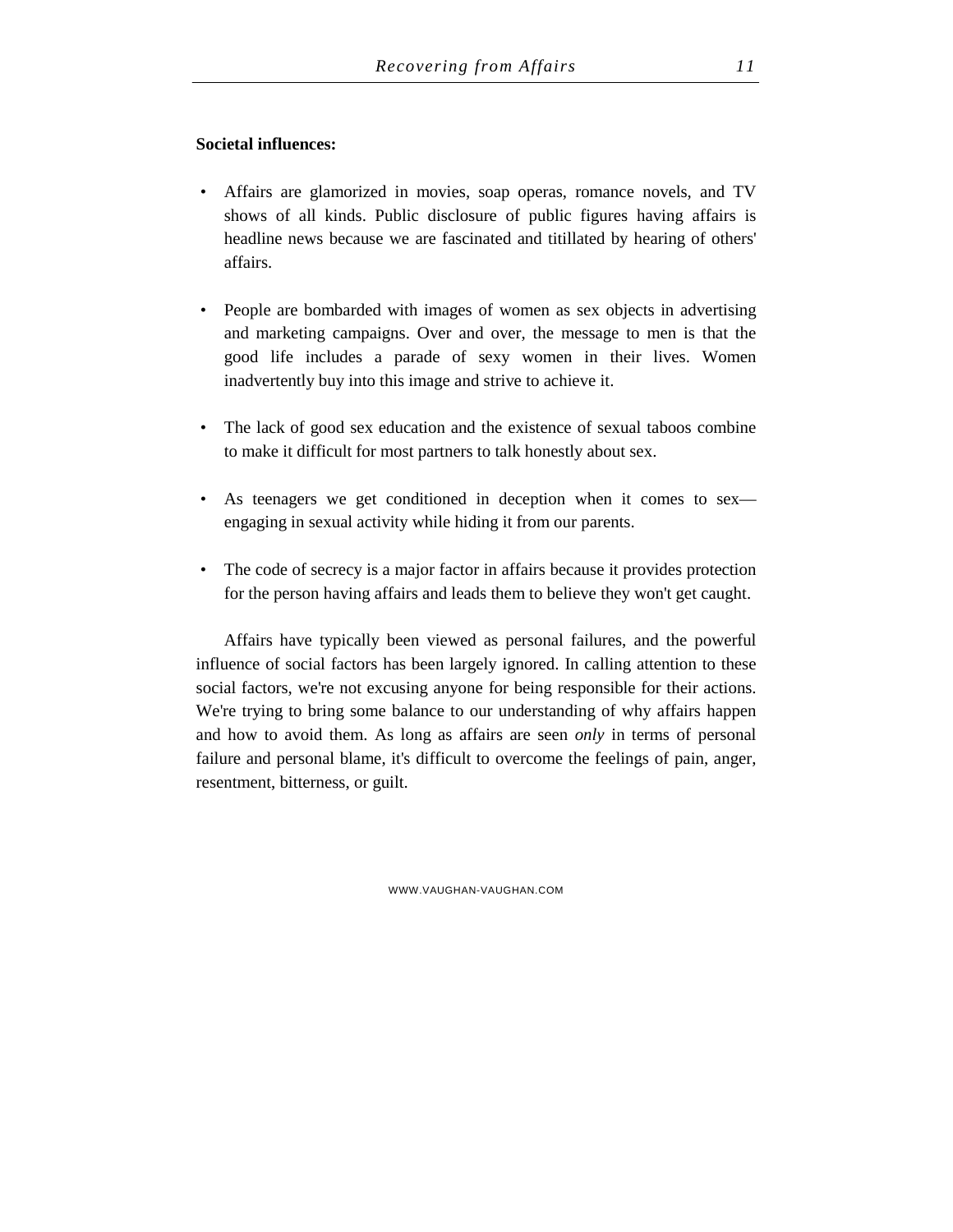**Societal influences:**

- Affairs are glamorized in movies, soap operas, romance novels, and TV shows of all kinds. Public disclosure of public figures having affairs is headline news because we are fascinated and titillated by hearing of others' affairs.

- People are bombarded with images of women as sex objects in advertising and marketing campaigns. Over and over, the message to men is that the good life includes a parade of sexy women in their lives. Women inadvertently buy into this image and strive to achieve it.

- The lack of good sex education and the existence of sexual taboos combine to make it difficult for most partners to talk honestly about sex.

- As teenagers we get conditioned in deception when it comes to sex—engaging in sexual activity while hiding it from our parents.

- The code of secrecy is a major factor in affairs because it provides protection for the person having affairs and leads them to believe they won't get caught.

Affairs have typically been viewed as personal failures, and the powerful influence of social factors has been largely ignored. In calling attention to these social factors, we're not excusing anyone for being responsible for their actions. We're trying to bring some balance to our understanding of why affairs happen and how to avoid them. As long as affairs are seen *only* in terms of personal failure and personal blame, it's difficult to overcome the feelings of pain, anger, resentment, bitterness, or guilt.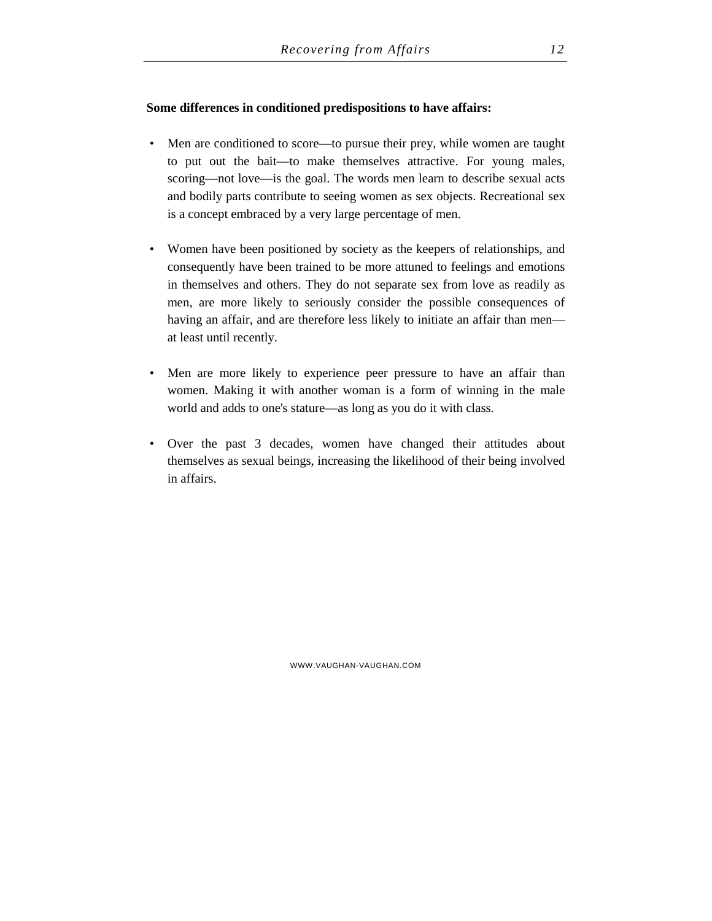**Some differences in conditioned predispositions to have affairs:**

- Men are conditioned to score—to pursue their prey, while women are taught to put out the bait—to make themselves attractive. For young males, scoring—not love—is the goal. The words men learn to describe sexual acts and bodily parts contribute to seeing women as sex objects. Recreational sex is a concept embraced by a very large percentage of men.

- Women have been positioned by society as the keepers of relationships, and consequently have been trained to be more attuned to feelings and emotions in themselves and others. They do not separate sex from love as readily as men, are more likely to seriously consider the possible consequences of having an affair, and are therefore less likely to initiate an affair than men—at least until recently.

- Men are more likely to experience peer pressure to have an affair than women. Making it with another woman is a form of winning in the male world and adds to one's stature—as long as you do it with class.

- Over the past 3 decades, women have changed their attitudes about themselves as sexual beings, increasing the likelihood of their being involved in affairs.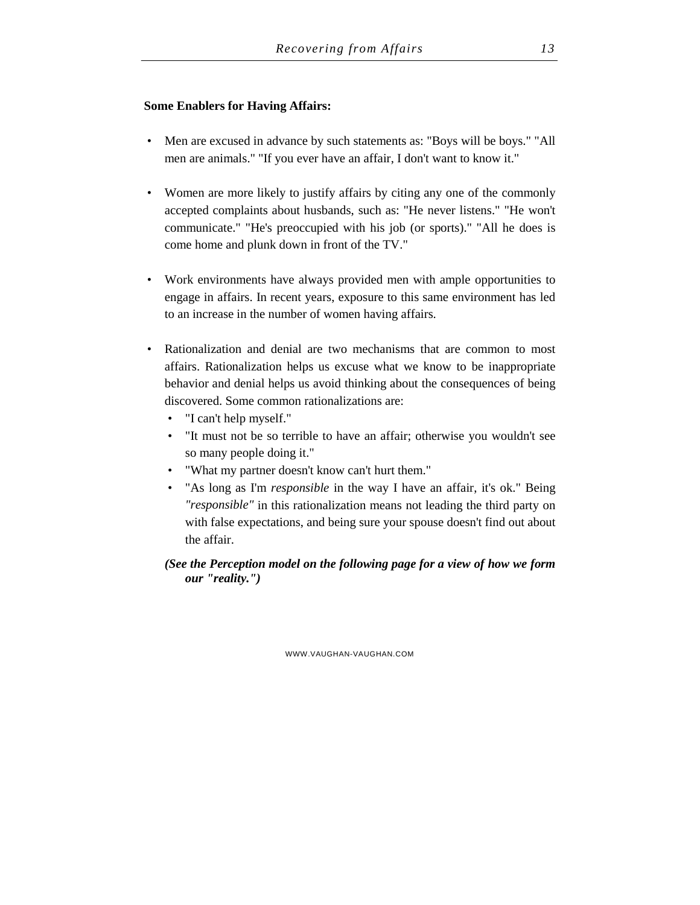**Some Enablers for Having Affairs:**

- Men are excused in advance by such statements as: "Boys will be boys." "All men are animals." "If you ever have an affair, I don't want to know it."

- Women are more likely to justify affairs by citing any one of the commonly accepted complaints about husbands, such as: "He never listens." "He won't communicate." "He's preoccupied with his job (or sports)." "All he does is come home and plunk down in front of the TV."

- Work environments have always provided men with ample opportunities to engage in affairs. In recent years, exposure to this same environment has led to an increase in the number of women having affairs.

- Rationalization and denial are two mechanisms that are common to most affairs. Rationalization helps us excuse what we know to be inappropriate behavior and denial helps us avoid thinking about the consequences of being discovered. Some common rationalizations are:
  - "I can't help myself."
  - "It must not be so terrible to have an affair; otherwise you wouldn't see so many people doing it."
  - "What my partner doesn't know can't hurt them."
  - "As long as I'm *responsible* in the way I have an affair, it's ok." Being *"responsible"* in this rationalization means not leading the third party on with false expectations, and being sure your spouse doesn't find out about the affair.

***(See the Perception model on the following page for a view of how we form our "reality.")***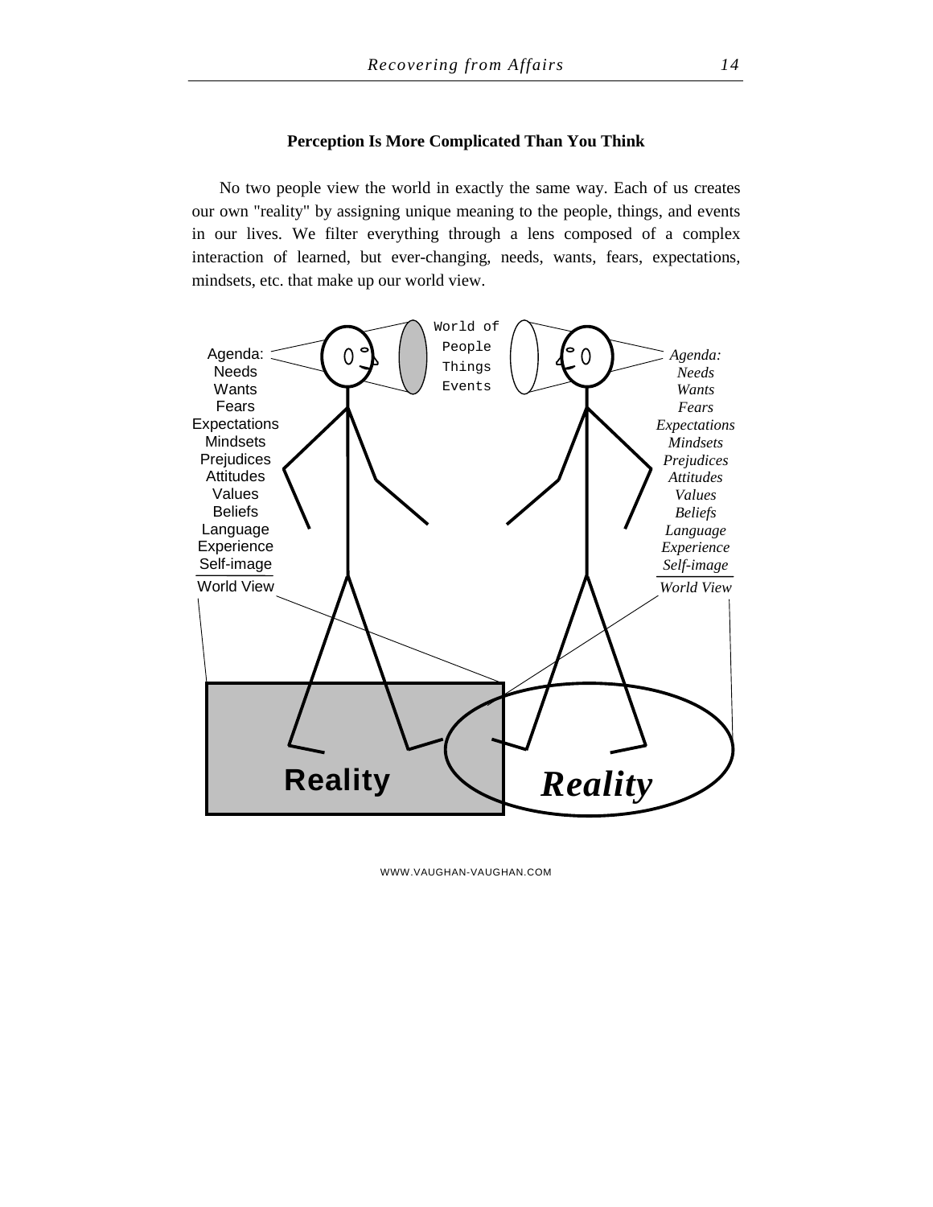### Perception Is More Complicated Than You Think

No two people view the world in exactly the same way. Each of us creates our own "reality" by assigning unique meaning to the people, things, and events in our lives. We filter everything through a lens composed of a complex interaction of learned, but ever-changing, needs, wants, fears, expectations, mindsets, etc. that make up our world view.

World of
People
Things
Events

Agenda:
Needs
Wants
Fears
Expectations
Mindsets
Prejudices
Attitudes
Values
Beliefs
Language
Experience
Self-image
World View

*Agenda:*
*Needs*
*Wants*
*Fears*
*Expectations*
*Mindsets*
*Prejudices*
*Attitudes*
*Values*
*Beliefs*
*Language*
*Experience*
*Self-image*
*World View*

**Reality**

***Reality***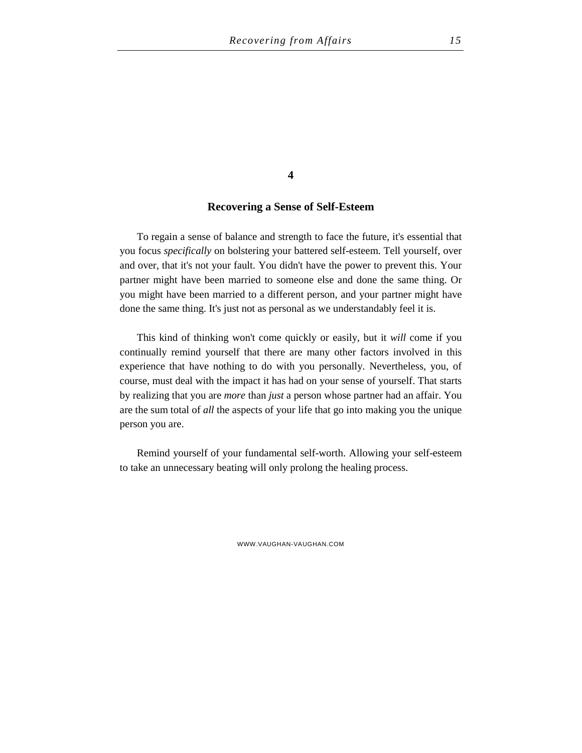## 4

## Recovering a Sense of Self-Esteem

To regain a sense of balance and strength to face the future, it's essential that you focus *specifically* on bolstering your battered self-esteem. Tell yourself, over and over, that it's not your fault. You didn't have the power to prevent this. Your partner might have been married to someone else and done the same thing. Or you might have been married to a different person, and your partner might have done the same thing. It's just not as personal as we understandably feel it is.

This kind of thinking won't come quickly or easily, but it *will* come if you continually remind yourself that there are many other factors involved in this experience that have nothing to do with you personally. Nevertheless, you, of course, must deal with the impact it has had on your sense of yourself. That starts by realizing that you are *more* than *just* a person whose partner had an affair. You are the sum total of *all* the aspects of your life that go into making you the unique person you are.

Remind yourself of your fundamental self-worth. Allowing your self-esteem to take an unnecessary beating will only prolong the healing process.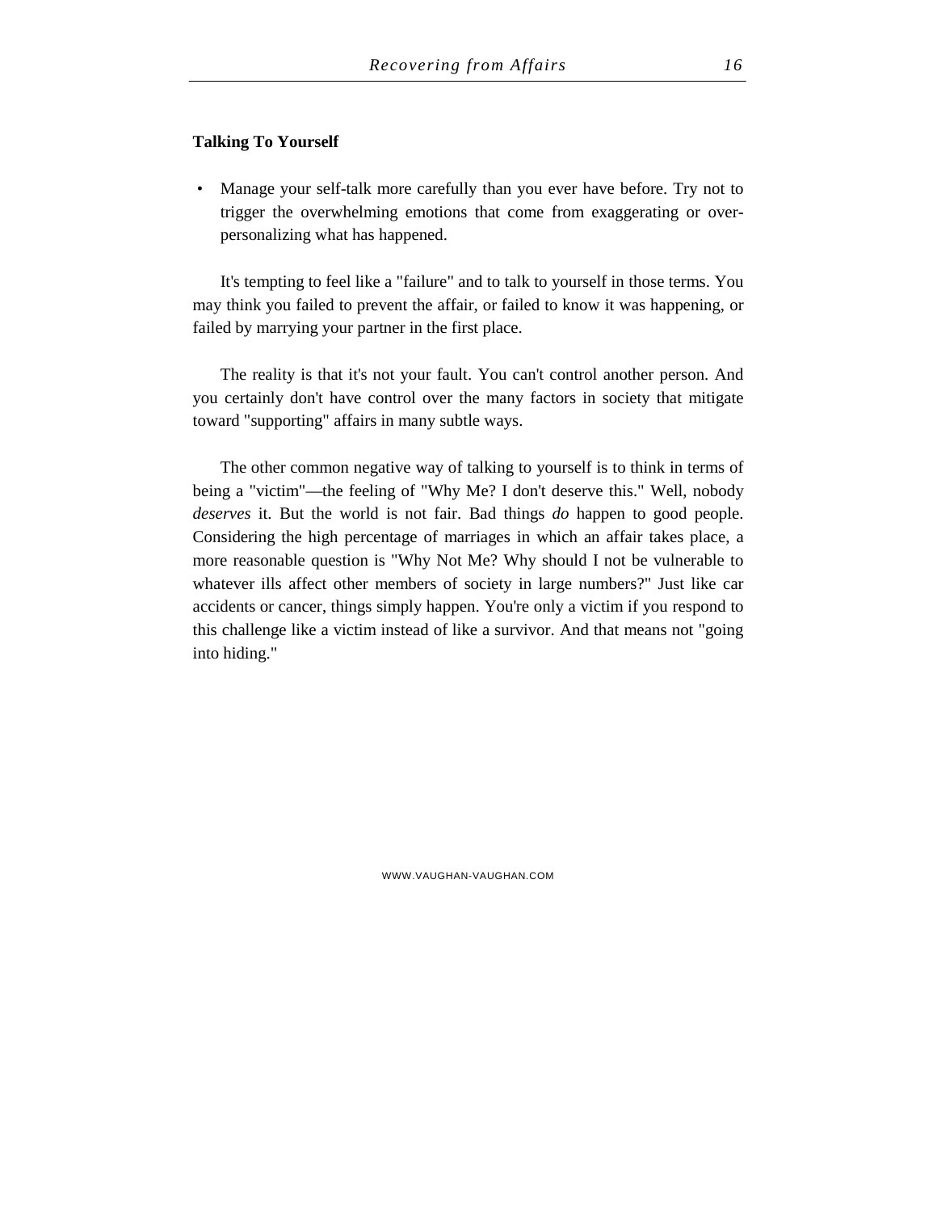**Talking To Yourself**

- Manage your self-talk more carefully than you ever have before. Try not to trigger the overwhelming emotions that come from exaggerating or over-personalizing what has happened.

It's tempting to feel like a "failure" and to talk to yourself in those terms. You may think you failed to prevent the affair, or failed to know it was happening, or failed by marrying your partner in the first place.

The reality is that it's not your fault. You can't control another person. And you certainly don't have control over the many factors in society that mitigate toward "supporting" affairs in many subtle ways.

The other common negative way of talking to yourself is to think in terms of being a "victim"—the feeling of "Why Me? I don't deserve this." Well, nobody *deserves* it. But the world is not fair. Bad things *do* happen to good people. Considering the high percentage of marriages in which an affair takes place, a more reasonable question is "Why Not Me? Why should I not be vulnerable to whatever ills affect other members of society in large numbers?" Just like car accidents or cancer, things simply happen. You're only a victim if you respond to this challenge like a victim instead of like a survivor. And that means not "going into hiding."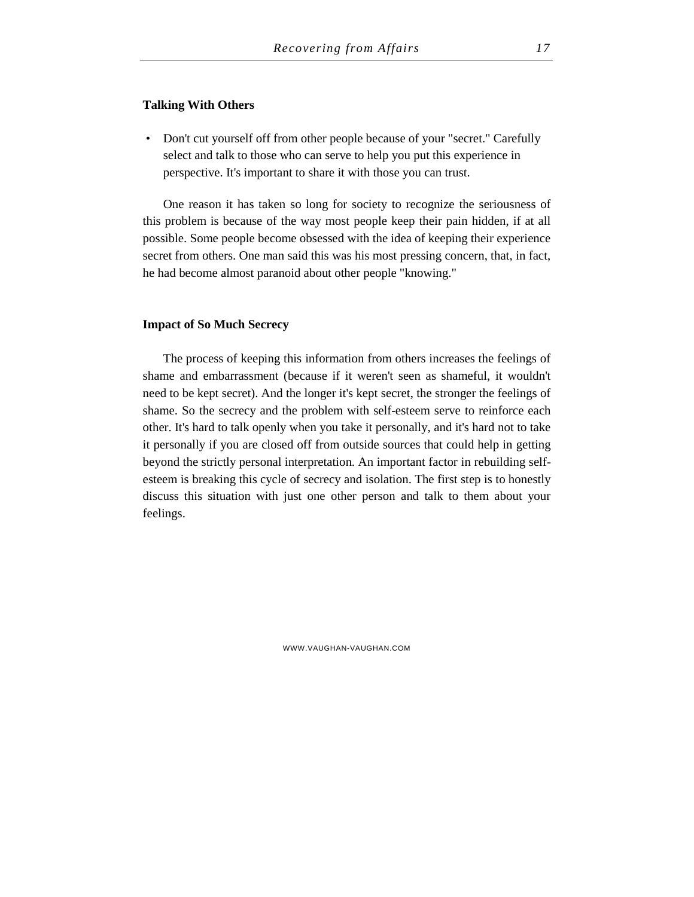**Talking With Others**

- Don't cut yourself off from other people because of your "secret." Carefully select and talk to those who can serve to help you put this experience in perspective. It's important to share it with those you can trust.

One reason it has taken so long for society to recognize the seriousness of this problem is because of the way most people keep their pain hidden, if at all possible. Some people become obsessed with the idea of keeping their experience secret from others. One man said this was his most pressing concern, that, in fact, he had become almost paranoid about other people "knowing."

**Impact of So Much Secrecy**

The process of keeping this information from others increases the feelings of shame and embarrassment (because if it weren't seen as shameful, it wouldn't need to be kept secret). And the longer it's kept secret, the stronger the feelings of shame. So the secrecy and the problem with self-esteem serve to reinforce each other. It's hard to talk openly when you take it personally, and it's hard not to take it personally if you are closed off from outside sources that could help in getting beyond the strictly personal interpretation. An important factor in rebuilding self-esteem is breaking this cycle of secrecy and isolation. The first step is to honestly discuss this situation with just one other person and talk to them about your feelings.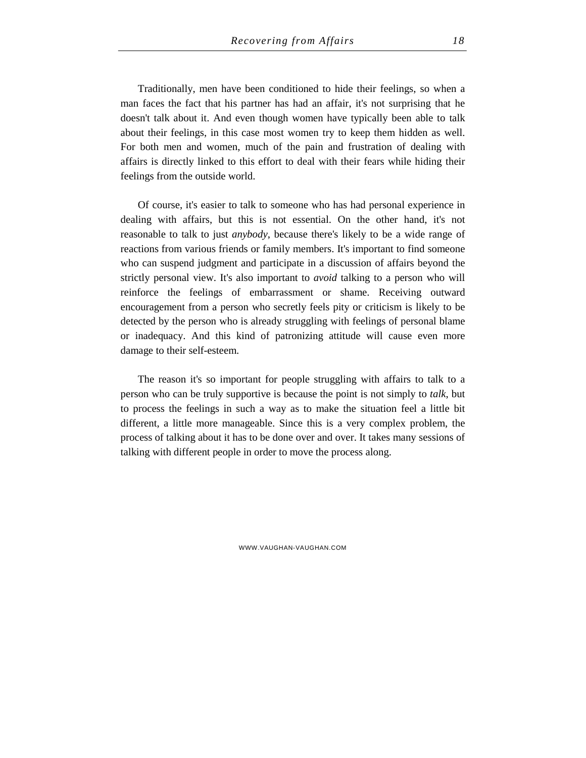Traditionally, men have been conditioned to hide their feelings, so when a man faces the fact that his partner has had an affair, it's not surprising that he doesn't talk about it. And even though women have typically been able to talk about their feelings, in this case most women try to keep them hidden as well. For both men and women, much of the pain and frustration of dealing with affairs is directly linked to this effort to deal with their fears while hiding their feelings from the outside world.

Of course, it's easier to talk to someone who has had personal experience in dealing with affairs, but this is not essential. On the other hand, it's not reasonable to talk to just *anybody*, because there's likely to be a wide range of reactions from various friends or family members. It's important to find someone who can suspend judgment and participate in a discussion of affairs beyond the strictly personal view. It's also important to *avoid* talking to a person who will reinforce the feelings of embarrassment or shame. Receiving outward encouragement from a person who secretly feels pity or criticism is likely to be detected by the person who is already struggling with feelings of personal blame or inadequacy. And this kind of patronizing attitude will cause even more damage to their self-esteem.

The reason it's so important for people struggling with affairs to talk to a person who can be truly supportive is because the point is not simply to *talk*, but to process the feelings in such a way as to make the situation feel a little bit different, a little more manageable. Since this is a very complex problem, the process of talking about it has to be done over and over. It takes many sessions of talking with different people in order to move the process along.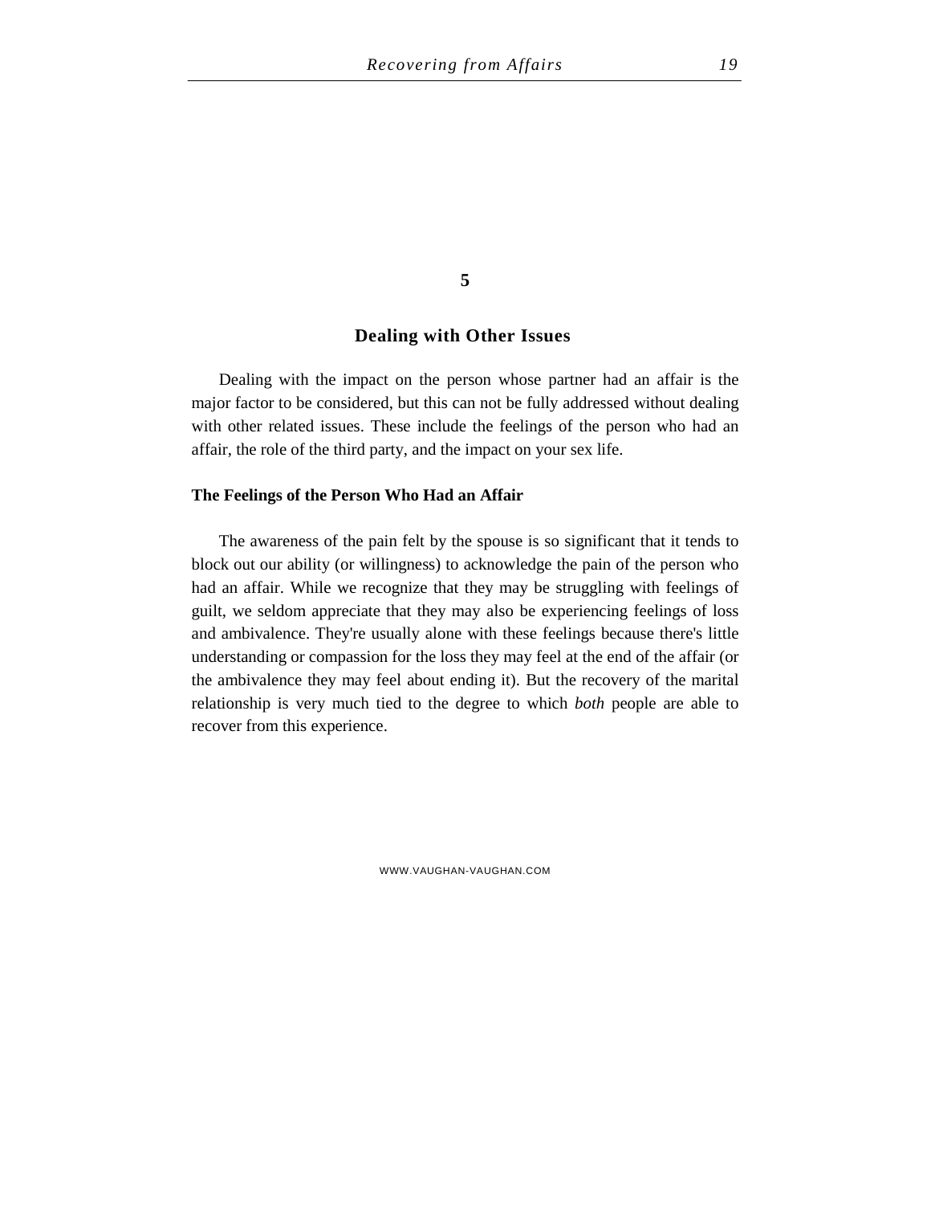# 5

## Dealing with Other Issues

Dealing with the impact on the person whose partner had an affair is the major factor to be considered, but this can not be fully addressed without dealing with other related issues. These include the feelings of the person who had an affair, the role of the third party, and the impact on your sex life.

### The Feelings of the Person Who Had an Affair

The awareness of the pain felt by the spouse is so significant that it tends to block out our ability (or willingness) to acknowledge the pain of the person who had an affair. While we recognize that they may be struggling with feelings of guilt, we seldom appreciate that they may also be experiencing feelings of loss and ambivalence. They're usually alone with these feelings because there's little understanding or compassion for the loss they may feel at the end of the affair (or the ambivalence they may feel about ending it). But the recovery of the marital relationship is very much tied to the degree to which *both* people are able to recover from this experience.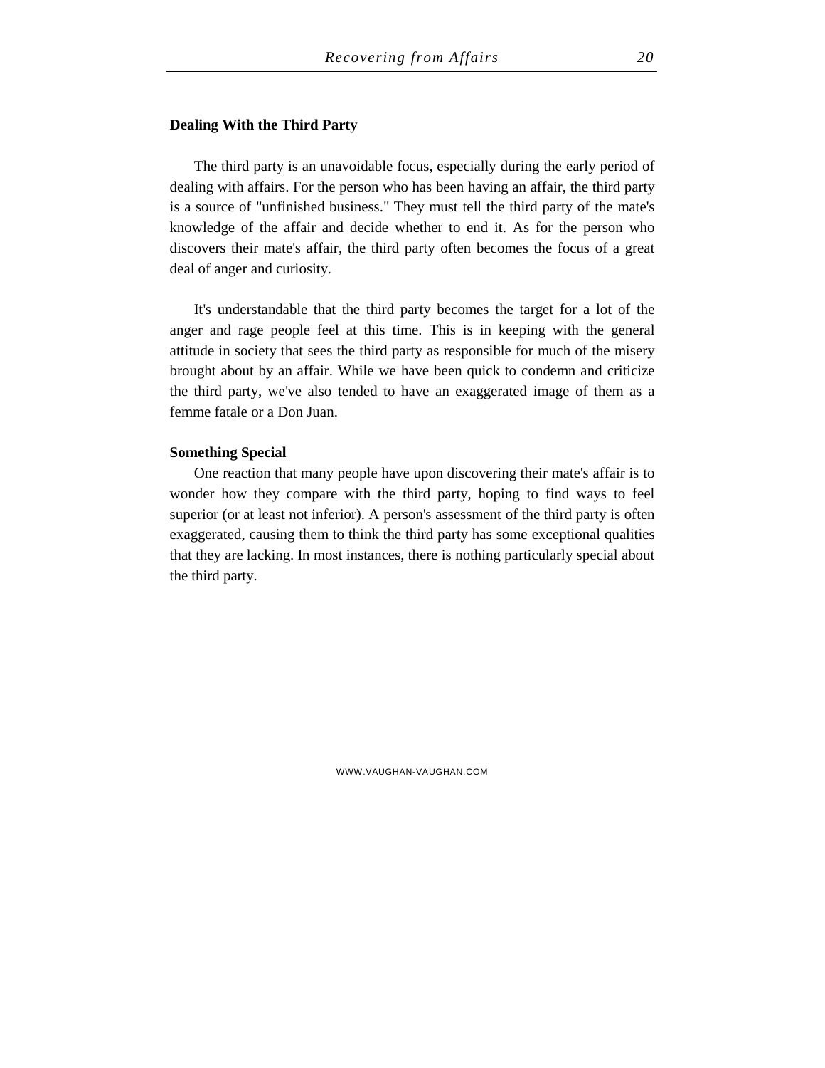## Dealing With the Third Party

The third party is an unavoidable focus, especially during the early period of dealing with affairs. For the person who has been having an affair, the third party is a source of "unfinished business." They must tell the third party of the mate's knowledge of the affair and decide whether to end it. As for the person who discovers their mate's affair, the third party often becomes the focus of a great deal of anger and curiosity.

It's understandable that the third party becomes the target for a lot of the anger and rage people feel at this time. This is in keeping with the general attitude in society that sees the third party as responsible for much of the misery brought about by an affair. While we have been quick to condemn and criticize the third party, we've also tended to have an exaggerated image of them as a femme fatale or a Don Juan.

### Something Special

One reaction that many people have upon discovering their mate's affair is to wonder how they compare with the third party, hoping to find ways to feel superior (or at least not inferior). A person's assessment of the third party is often exaggerated, causing them to think the third party has some exceptional qualities that they are lacking. In most instances, there is nothing particularly special about the third party.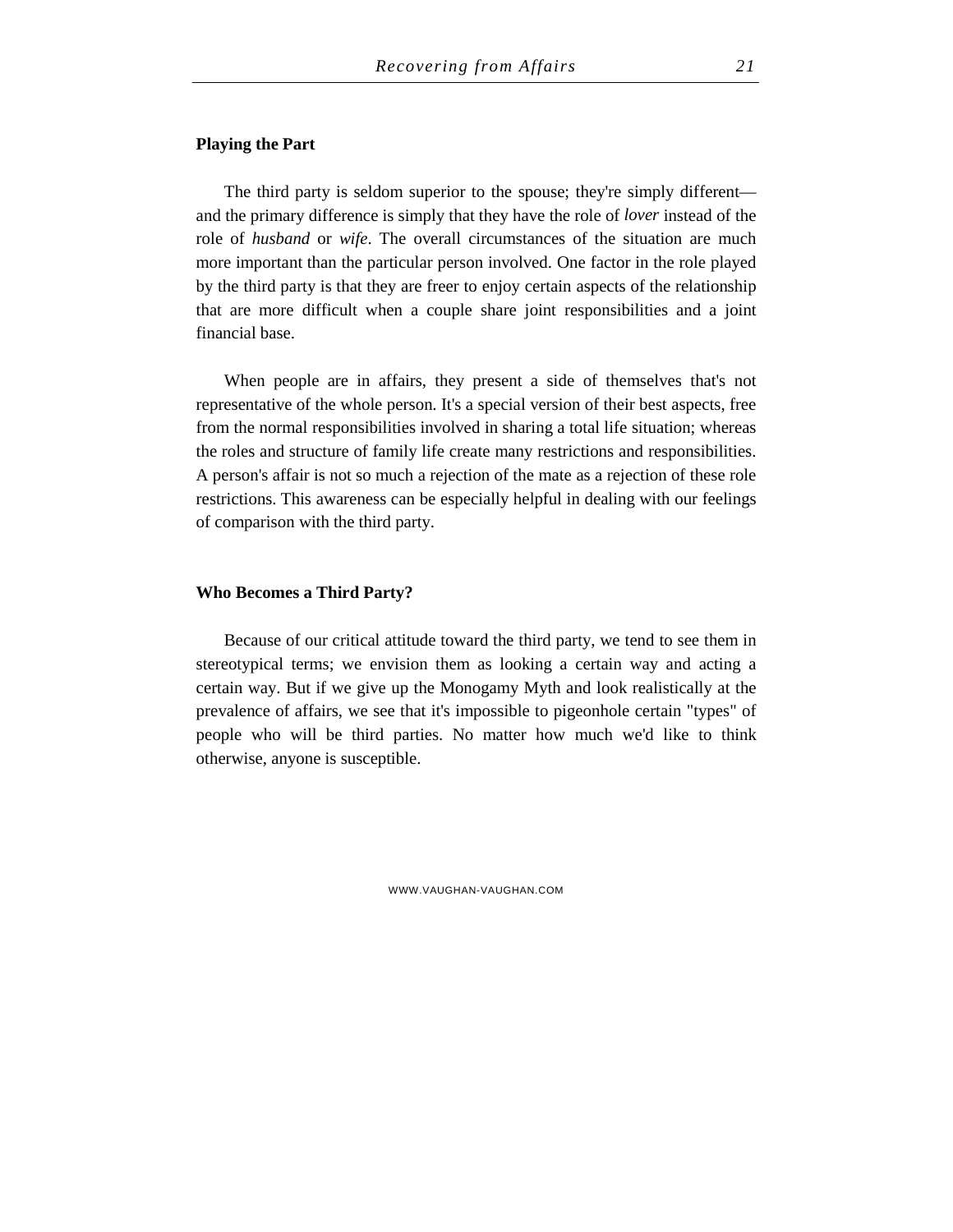## Playing the Part

The third party is seldom superior to the spouse; they're simply different—and the primary difference is simply that they have the role of *lover* instead of the role of *husband* or *wife*. The overall circumstances of the situation are much more important than the particular person involved. One factor in the role played by the third party is that they are freer to enjoy certain aspects of the relationship that are more difficult when a couple share joint responsibilities and a joint financial base.

When people are in affairs, they present a side of themselves that's not representative of the whole person. It's a special version of their best aspects, free from the normal responsibilities involved in sharing a total life situation; whereas the roles and structure of family life create many restrictions and responsibilities. A person's affair is not so much a rejection of the mate as a rejection of these role restrictions. This awareness can be especially helpful in dealing with our feelings of comparison with the third party.

## Who Becomes a Third Party?

Because of our critical attitude toward the third party, we tend to see them in stereotypical terms; we envision them as looking a certain way and acting a certain way. But if we give up the Monogamy Myth and look realistically at the prevalence of affairs, we see that it's impossible to pigeonhole certain "types" of people who will be third parties. No matter how much we'd like to think otherwise, anyone is susceptible.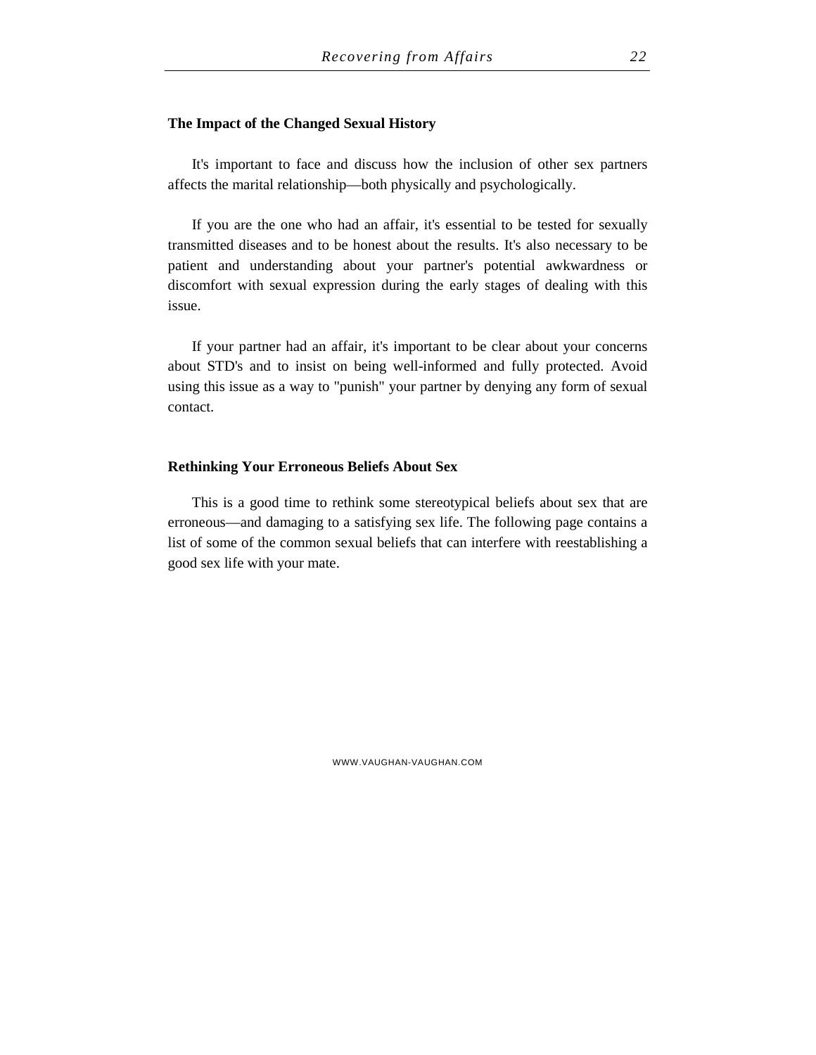## The Impact of the Changed Sexual History

It's important to face and discuss how the inclusion of other sex partners affects the marital relationship—both physically and psychologically.

If you are the one who had an affair, it's essential to be tested for sexually transmitted diseases and to be honest about the results. It's also necessary to be patient and understanding about your partner's potential awkwardness or discomfort with sexual expression during the early stages of dealing with this issue.

If your partner had an affair, it's important to be clear about your concerns about STD's and to insist on being well-informed and fully protected. Avoid using this issue as a way to "punish" your partner by denying any form of sexual contact.

## Rethinking Your Erroneous Beliefs About Sex

This is a good time to rethink some stereotypical beliefs about sex that are erroneous—and damaging to a satisfying sex life. The following page contains a list of some of the common sexual beliefs that can interfere with reestablishing a good sex life with your mate.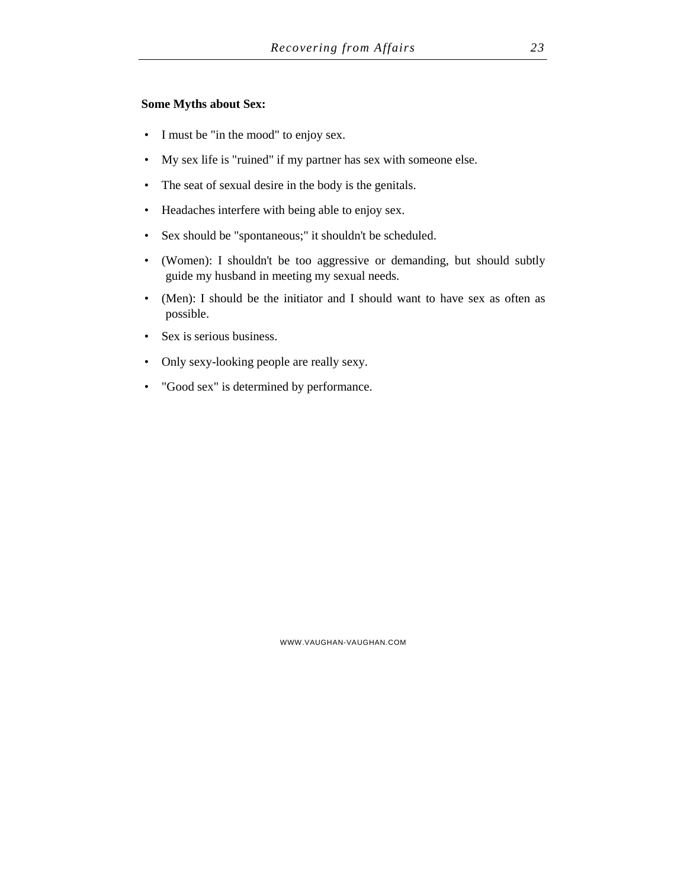**Some Myths about Sex:**

- I must be "in the mood" to enjoy sex.
- My sex life is "ruined" if my partner has sex with someone else.
- The seat of sexual desire in the body is the genitals.
- Headaches interfere with being able to enjoy sex.
- Sex should be "spontaneous;" it shouldn't be scheduled.
- (Women): I shouldn't be too aggressive or demanding, but should subtly guide my husband in meeting my sexual needs.
- (Men): I should be the initiator and I should want to have sex as often as possible.
- Sex is serious business.
- Only sexy-looking people are really sexy.
- "Good sex" is determined by performance.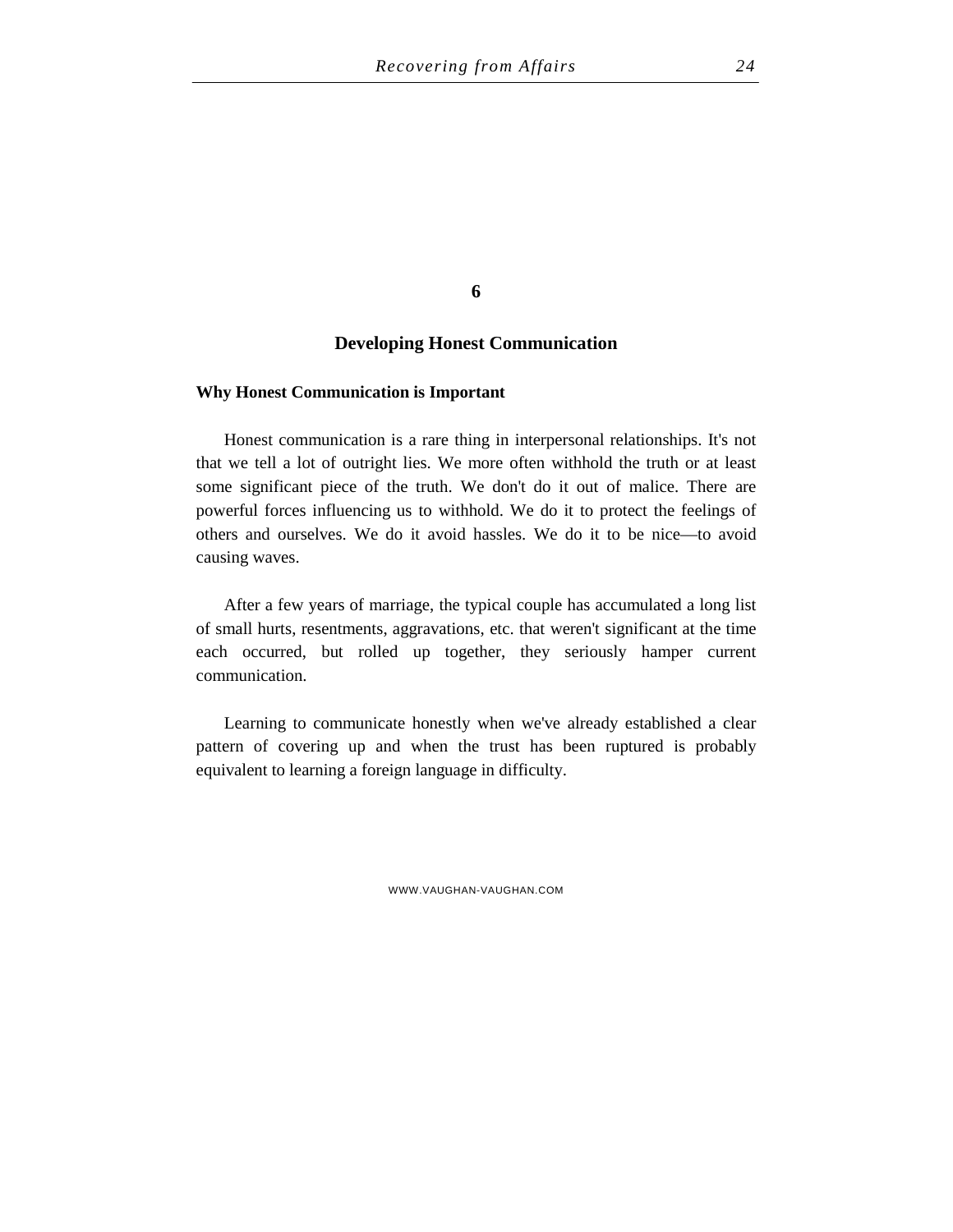# 6

# Developing Honest Communication

### Why Honest Communication is Important

Honest communication is a rare thing in interpersonal relationships. It's not that we tell a lot of outright lies. We more often withhold the truth or at least some significant piece of the truth. We don't do it out of malice. There are powerful forces influencing us to withhold. We do it to protect the feelings of others and ourselves. We do it avoid hassles. We do it to be nice—to avoid causing waves.

After a few years of marriage, the typical couple has accumulated a long list of small hurts, resentments, aggravations, etc. that weren't significant at the time each occurred, but rolled up together, they seriously hamper current communication.

Learning to communicate honestly when we've already established a clear pattern of covering up and when the trust has been ruptured is probably equivalent to learning a foreign language in difficulty.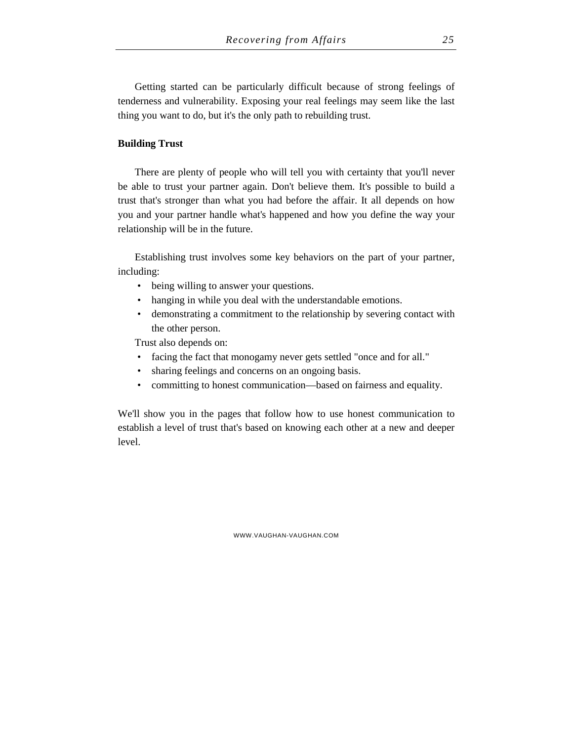Getting started can be particularly difficult because of strong feelings of tenderness and vulnerability. Exposing your real feelings may seem like the last thing you want to do, but it's the only path to rebuilding trust.

**Building Trust**

There are plenty of people who will tell you with certainty that you'll never be able to trust your partner again. Don't believe them. It's possible to build a trust that's stronger than what you had before the affair. It all depends on how you and your partner handle what's happened and how you define the way your relationship will be in the future.

Establishing trust involves some key behaviors on the part of your partner, including:

- being willing to answer your questions.
- hanging in while you deal with the understandable emotions.
- demonstrating a commitment to the relationship by severing contact with the other person.

Trust also depends on:

- facing the fact that monogamy never gets settled "once and for all."
- sharing feelings and concerns on an ongoing basis.
- committing to honest communication—based on fairness and equality.

We'll show you in the pages that follow how to use honest communication to establish a level of trust that's based on knowing each other at a new and deeper level.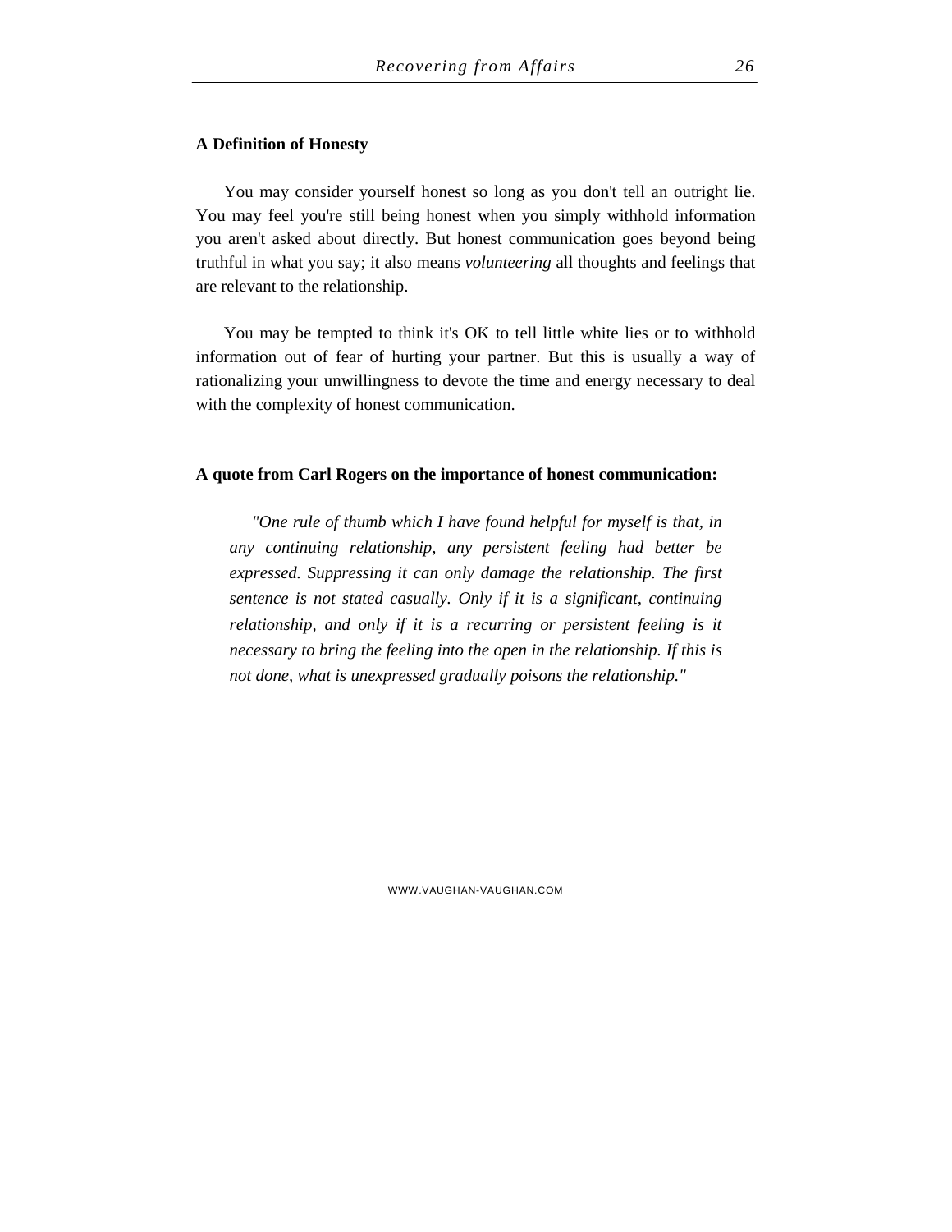**A Definition of Honesty**

You may consider yourself honest so long as you don't tell an outright lie. You may feel you're still being honest when you simply withhold information you aren't asked about directly. But honest communication goes beyond being truthful in what you say; it also means *volunteering* all thoughts and feelings that are relevant to the relationship.

You may be tempted to think it's OK to tell little white lies or to withhold information out of fear of hurting your partner. But this is usually a way of rationalizing your unwillingness to devote the time and energy necessary to deal with the complexity of honest communication.

**A quote from Carl Rogers on the importance of honest communication:**

> *"One rule of thumb which I have found helpful for myself is that, in any continuing relationship, any persistent feeling had better be expressed. Suppressing it can only damage the relationship. The first sentence is not stated casually. Only if it is a significant, continuing relationship, and only if it is a recurring or persistent feeling is it necessary to bring the feeling into the open in the relationship. If this is not done, what is unexpressed gradually poisons the relationship."*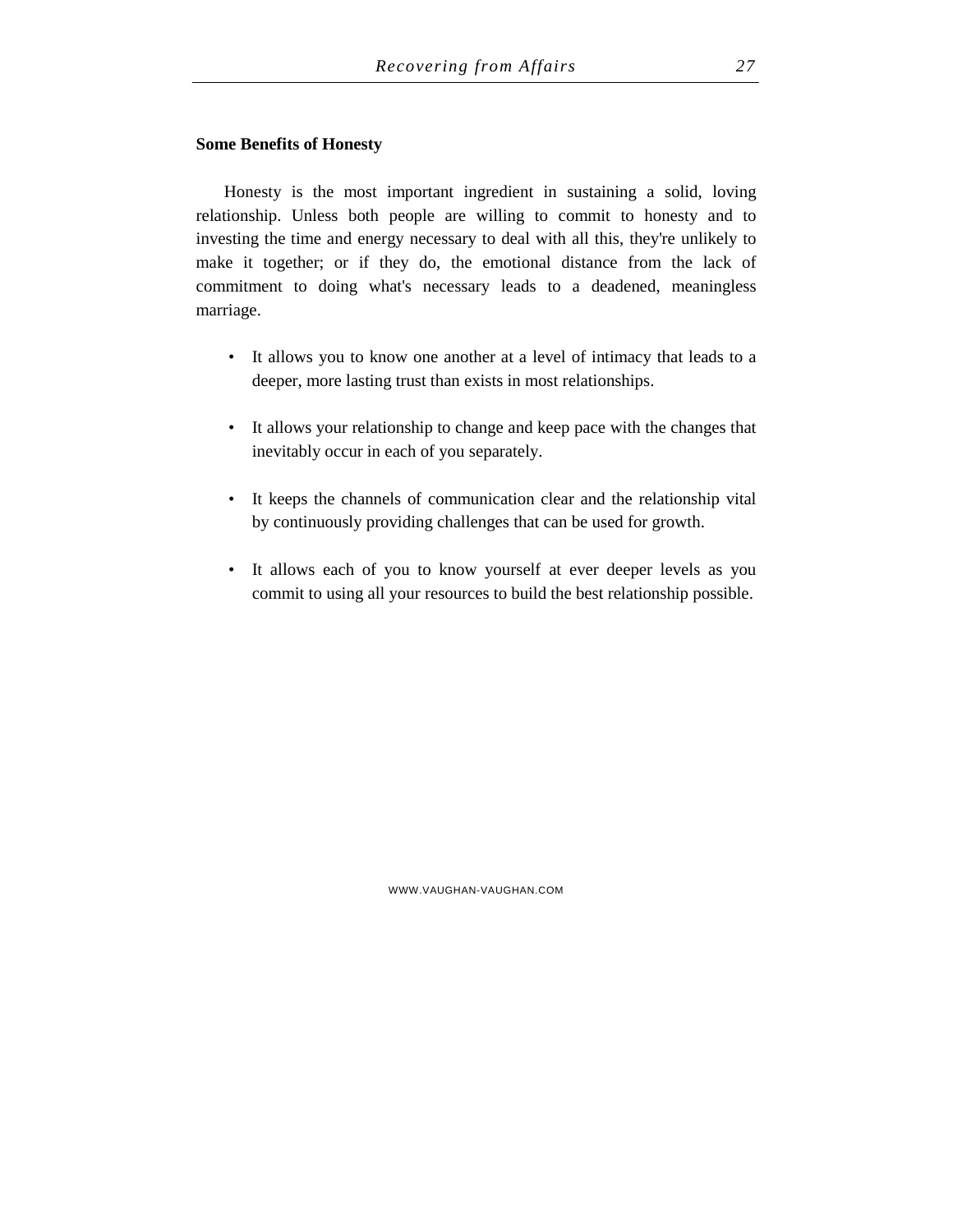**Some Benefits of Honesty**

Honesty is the most important ingredient in sustaining a solid, loving relationship. Unless both people are willing to commit to honesty and to investing the time and energy necessary to deal with all this, they're unlikely to make it together; or if they do, the emotional distance from the lack of commitment to doing what's necessary leads to a deadened, meaningless marriage.

- It allows you to know one another at a level of intimacy that leads to a deeper, more lasting trust than exists in most relationships.
- It allows your relationship to change and keep pace with the changes that inevitably occur in each of you separately.
- It keeps the channels of communication clear and the relationship vital by continuously providing challenges that can be used for growth.
- It allows each of you to know yourself at ever deeper levels as you commit to using all your resources to build the best relationship possible.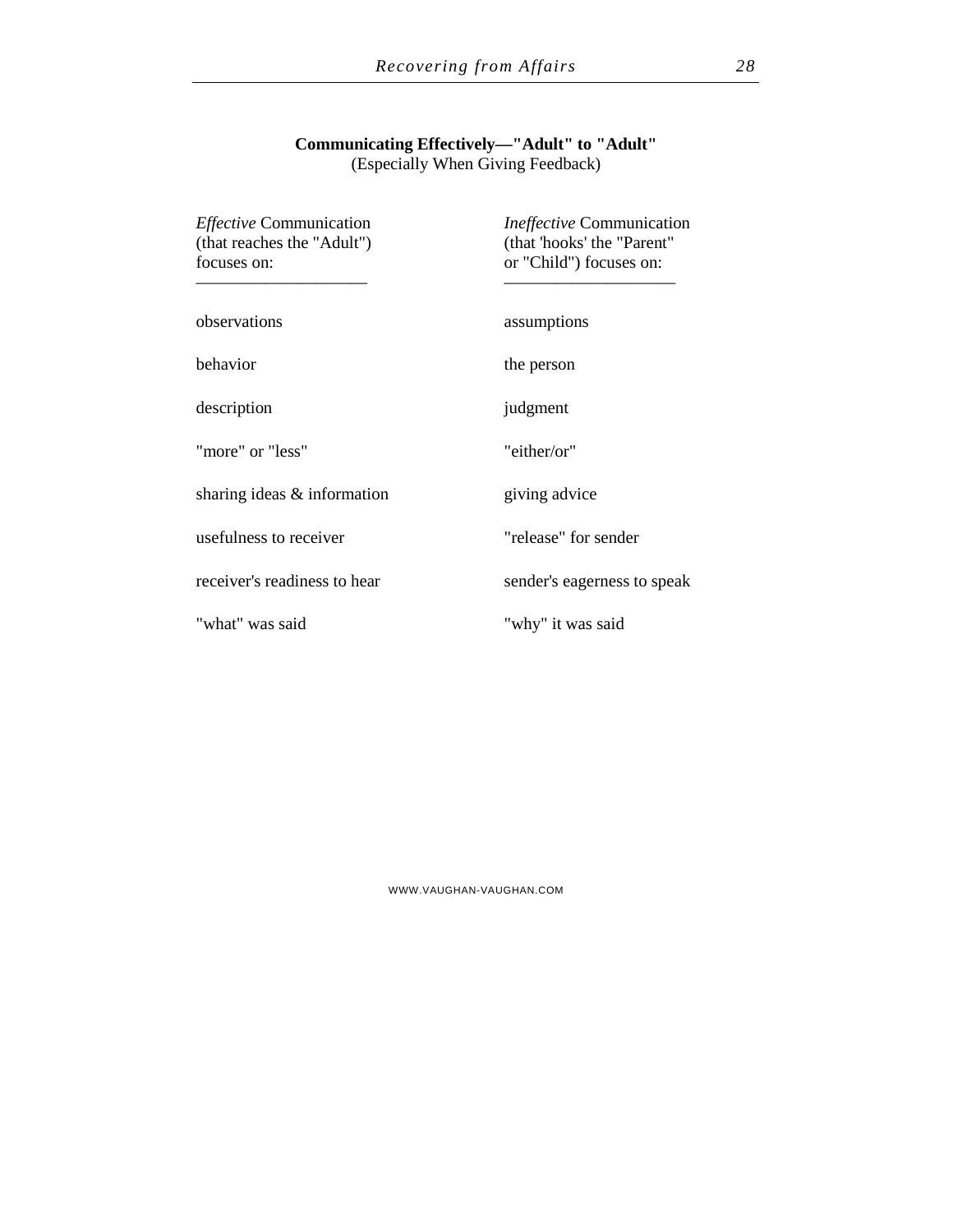**Communicating Effectively—"Adult" to "Adult"**
(Especially When Giving Feedback)

| *Effective* Communication (that reaches the "Adult") focuses on: | *Ineffective* Communication (that 'hooks' the "Parent" or "Child") focuses on: |
|---|---|
| observations | assumptions |
| behavior | the person |
| description | judgment |
| "more" or "less" | "either/or" |
| sharing ideas & information | giving advice |
| usefulness to receiver | "release" for sender |
| receiver's readiness to hear | sender's eagerness to speak |
| "what" was said | "why" it was said |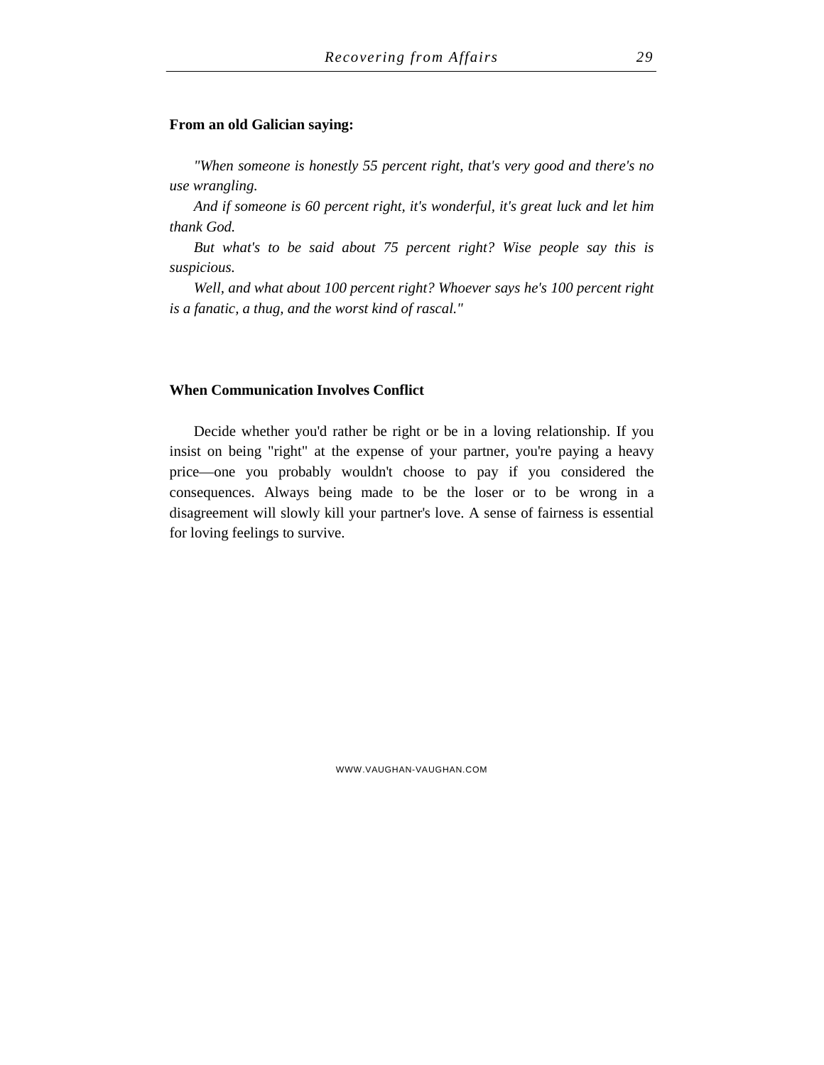**From an old Galician saying:**

*"When someone is honestly 55 percent right, that's very good and there's no use wrangling.*

*And if someone is 60 percent right, it's wonderful, it's great luck and let him thank God.*

*But what's to be said about 75 percent right? Wise people say this is suspicious.*

*Well, and what about 100 percent right? Whoever says he's 100 percent right is a fanatic, a thug, and the worst kind of rascal."*

**When Communication Involves Conflict**

Decide whether you'd rather be right or be in a loving relationship. If you insist on being "right" at the expense of your partner, you're paying a heavy price—one you probably wouldn't choose to pay if you considered the consequences. Always being made to be the loser or to be wrong in a disagreement will slowly kill your partner's love. A sense of fairness is essential for loving feelings to survive.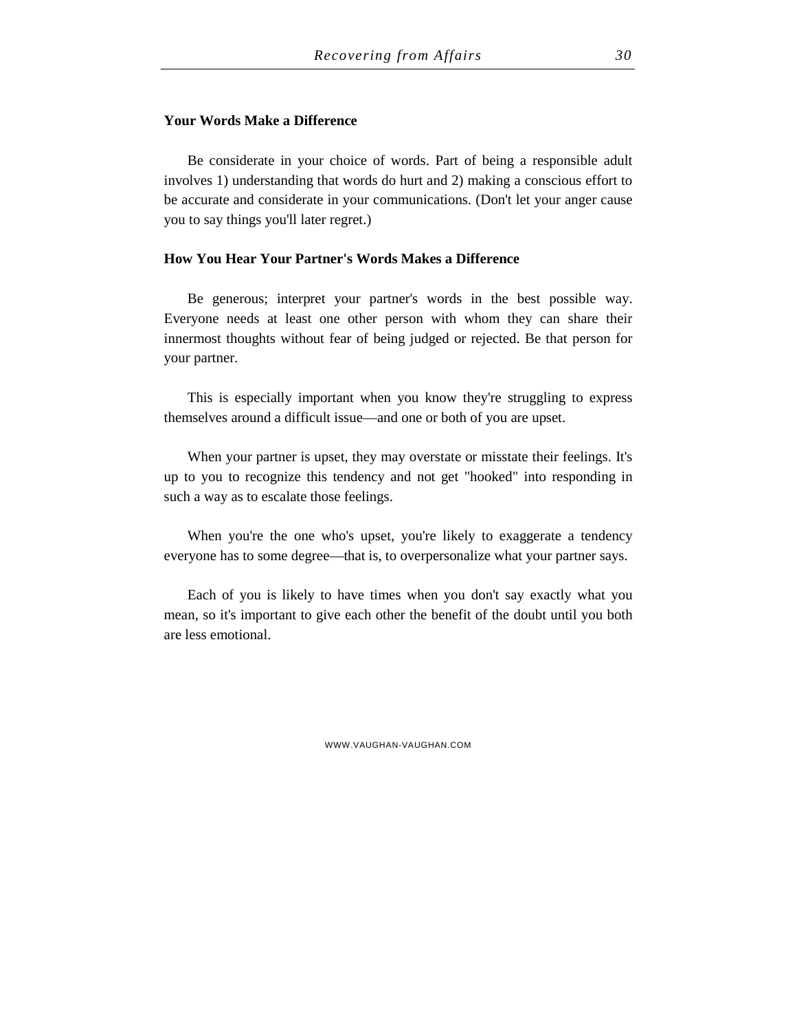### Your Words Make a Difference

Be considerate in your choice of words. Part of being a responsible adult involves 1) understanding that words do hurt and 2) making a conscious effort to be accurate and considerate in your communications. (Don't let your anger cause you to say things you'll later regret.)

### How You Hear Your Partner's Words Makes a Difference

Be generous; interpret your partner's words in the best possible way. Everyone needs at least one other person with whom they can share their innermost thoughts without fear of being judged or rejected. Be that person for your partner.

This is especially important when you know they're struggling to express themselves around a difficult issue—and one or both of you are upset.

When your partner is upset, they may overstate or misstate their feelings. It's up to you to recognize this tendency and not get "hooked" into responding in such a way as to escalate those feelings.

When you're the one who's upset, you're likely to exaggerate a tendency everyone has to some degree—that is, to overpersonalize what your partner says.

Each of you is likely to have times when you don't say exactly what you mean, so it's important to give each other the benefit of the doubt until you both are less emotional.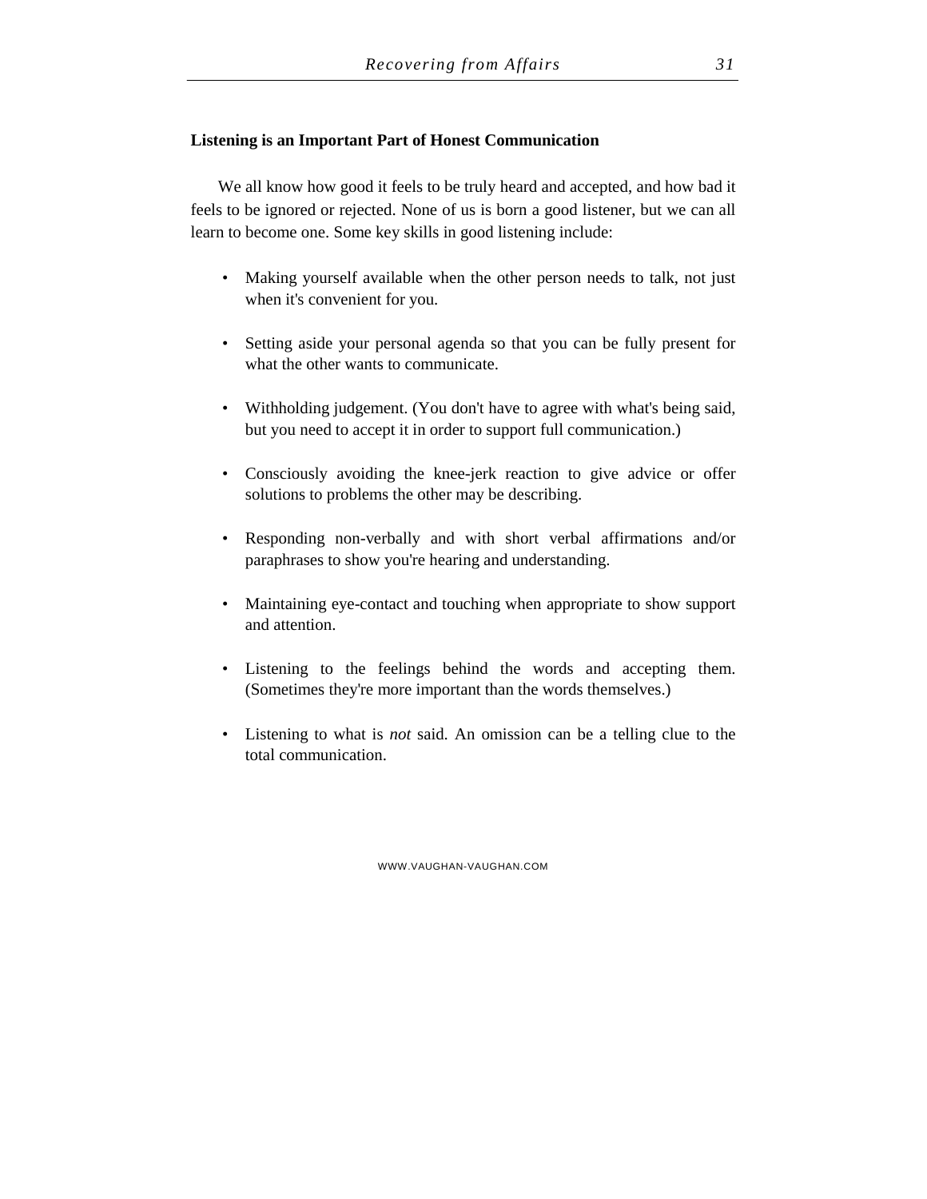## Listening is an Important Part of Honest Communication

We all know how good it feels to be truly heard and accepted, and how bad it feels to be ignored or rejected. None of us is born a good listener, but we can all learn to become one. Some key skills in good listening include:

- Making yourself available when the other person needs to talk, not just when it's convenient for you.
- Setting aside your personal agenda so that you can be fully present for what the other wants to communicate.
- Withholding judgement. (You don't have to agree with what's being said, but you need to accept it in order to support full communication.)
- Consciously avoiding the knee-jerk reaction to give advice or offer solutions to problems the other may be describing.
- Responding non-verbally and with short verbal affirmations and/or paraphrases to show you're hearing and understanding.
- Maintaining eye-contact and touching when appropriate to show support and attention.
- Listening to the feelings behind the words and accepting them. (Sometimes they're more important than the words themselves.)
- Listening to what is *not* said. An omission can be a telling clue to the total communication.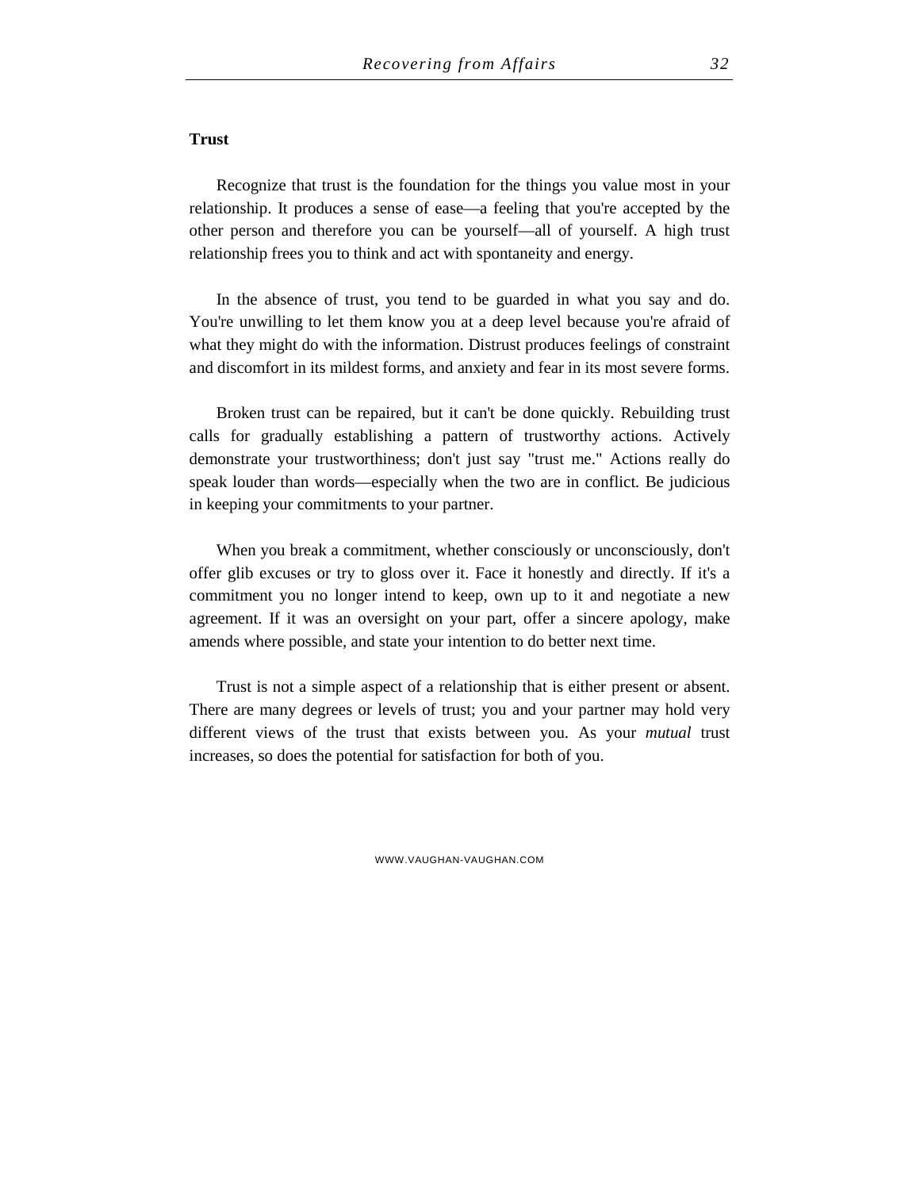**Trust**

Recognize that trust is the foundation for the things you value most in your relationship. It produces a sense of ease—a feeling that you're accepted by the other person and therefore you can be yourself—all of yourself. A high trust relationship frees you to think and act with spontaneity and energy.

In the absence of trust, you tend to be guarded in what you say and do. You're unwilling to let them know you at a deep level because you're afraid of what they might do with the information. Distrust produces feelings of constraint and discomfort in its mildest forms, and anxiety and fear in its most severe forms.

Broken trust can be repaired, but it can't be done quickly. Rebuilding trust calls for gradually establishing a pattern of trustworthy actions. Actively demonstrate your trustworthiness; don't just say "trust me." Actions really do speak louder than words—especially when the two are in conflict. Be judicious in keeping your commitments to your partner.

When you break a commitment, whether consciously or unconsciously, don't offer glib excuses or try to gloss over it. Face it honestly and directly. If it's a commitment you no longer intend to keep, own up to it and negotiate a new agreement. If it was an oversight on your part, offer a sincere apology, make amends where possible, and state your intention to do better next time.

Trust is not a simple aspect of a relationship that is either present or absent. There are many degrees or levels of trust; you and your partner may hold very different views of the trust that exists between you. As your *mutual* trust increases, so does the potential for satisfaction for both of you.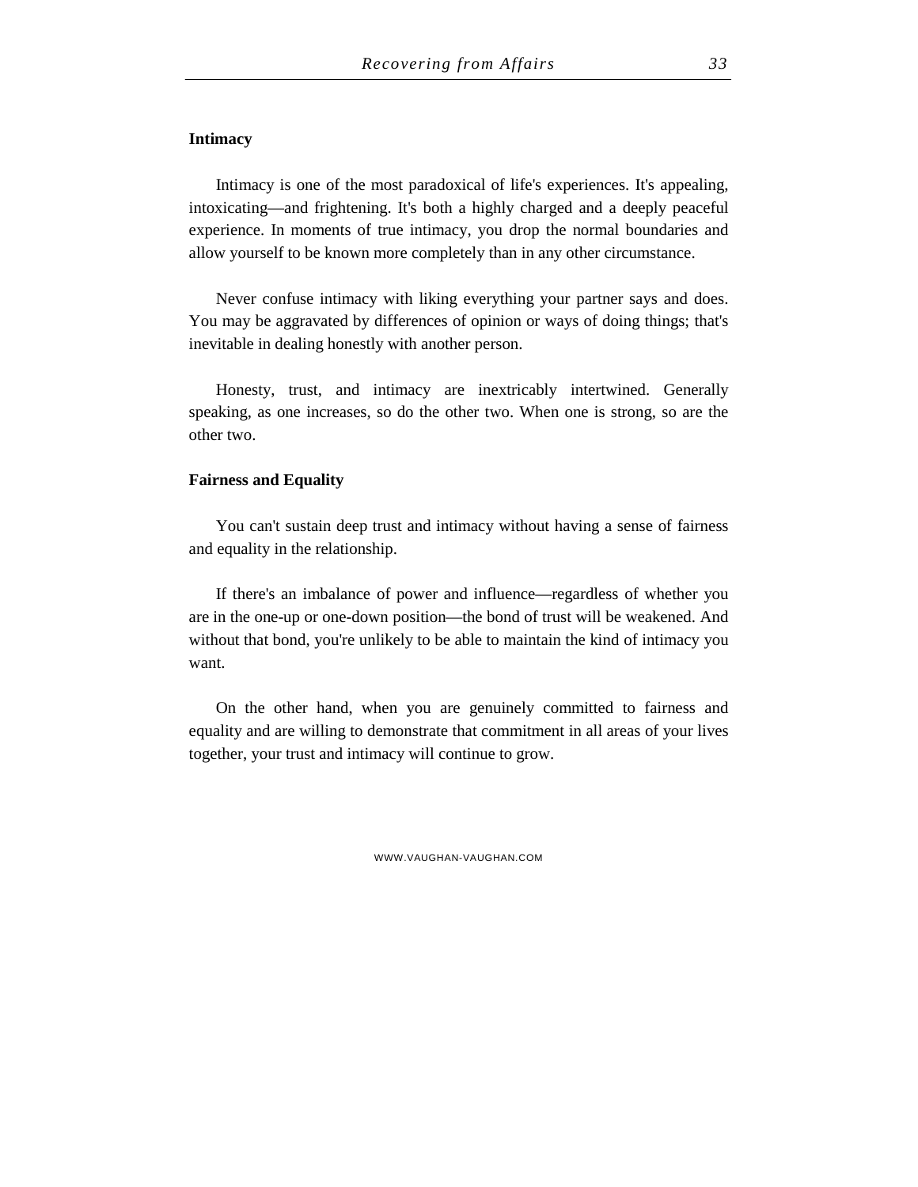### Intimacy

Intimacy is one of the most paradoxical of life's experiences. It's appealing, intoxicating—and frightening. It's both a highly charged and a deeply peaceful experience. In moments of true intimacy, you drop the normal boundaries and allow yourself to be known more completely than in any other circumstance.

Never confuse intimacy with liking everything your partner says and does. You may be aggravated by differences of opinion or ways of doing things; that's inevitable in dealing honestly with another person.

Honesty, trust, and intimacy are inextricably intertwined. Generally speaking, as one increases, so do the other two. When one is strong, so are the other two.

### Fairness and Equality

You can't sustain deep trust and intimacy without having a sense of fairness and equality in the relationship.

If there's an imbalance of power and influence—regardless of whether you are in the one-up or one-down position—the bond of trust will be weakened. And without that bond, you're unlikely to be able to maintain the kind of intimacy you want.

On the other hand, when you are genuinely committed to fairness and equality and are willing to demonstrate that commitment in all areas of your lives together, your trust and intimacy will continue to grow.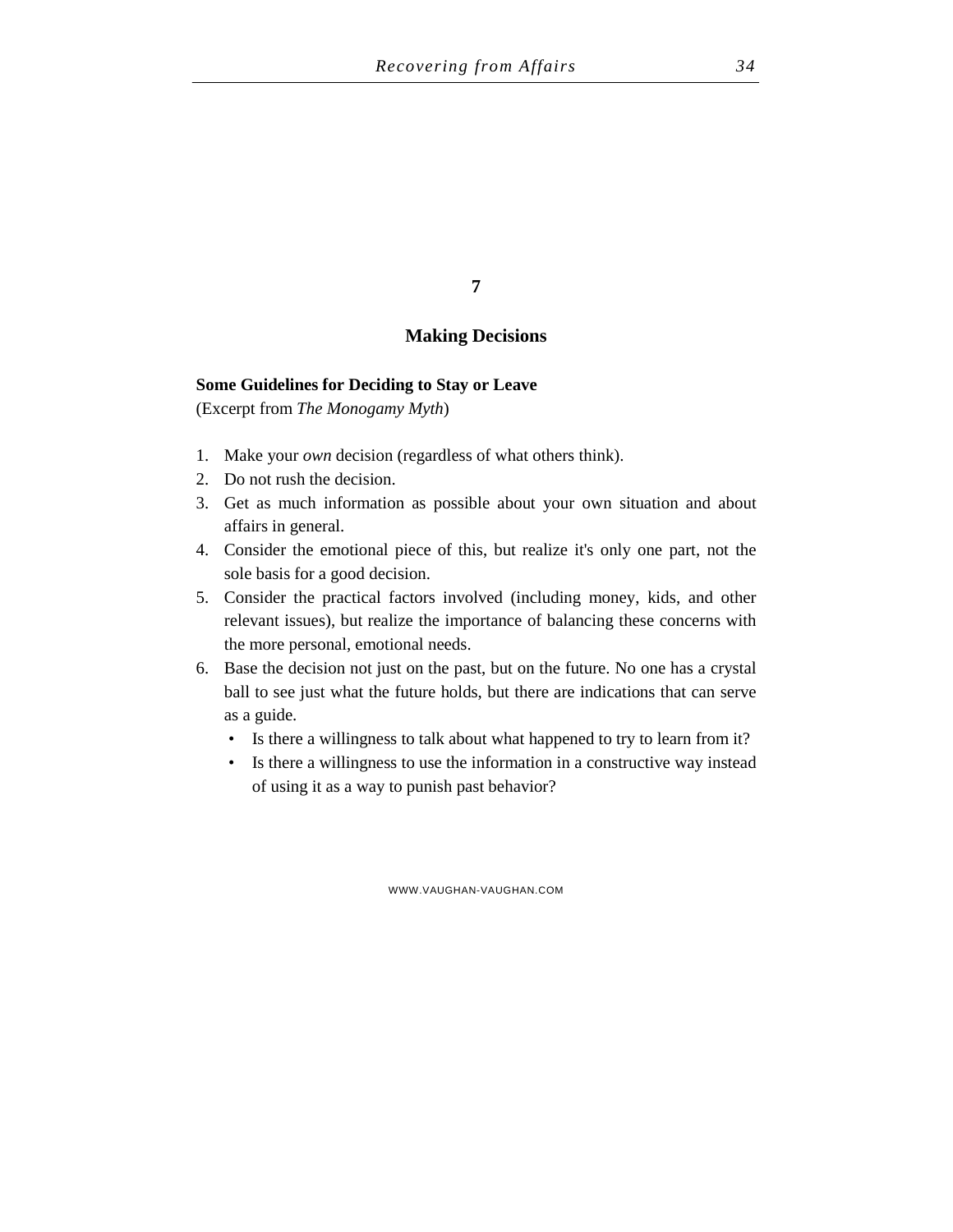# 7

## Making Decisions

**Some Guidelines for Deciding to Stay or Leave**
(Excerpt from *The Monogamy Myth*)

1. Make your *own* decision (regardless of what others think).
2. Do not rush the decision.
3. Get as much information as possible about your own situation and about affairs in general.
4. Consider the emotional piece of this, but realize it's only one part, not the sole basis for a good decision.
5. Consider the practical factors involved (including money, kids, and other relevant issues), but realize the importance of balancing these concerns with the more personal, emotional needs.
6. Base the decision not just on the past, but on the future. No one has a crystal ball to see just what the future holds, but there are indications that can serve as a guide.
   - Is there a willingness to talk about what happened to try to learn from it?
   - Is there a willingness to use the information in a constructive way instead of using it as a way to punish past behavior?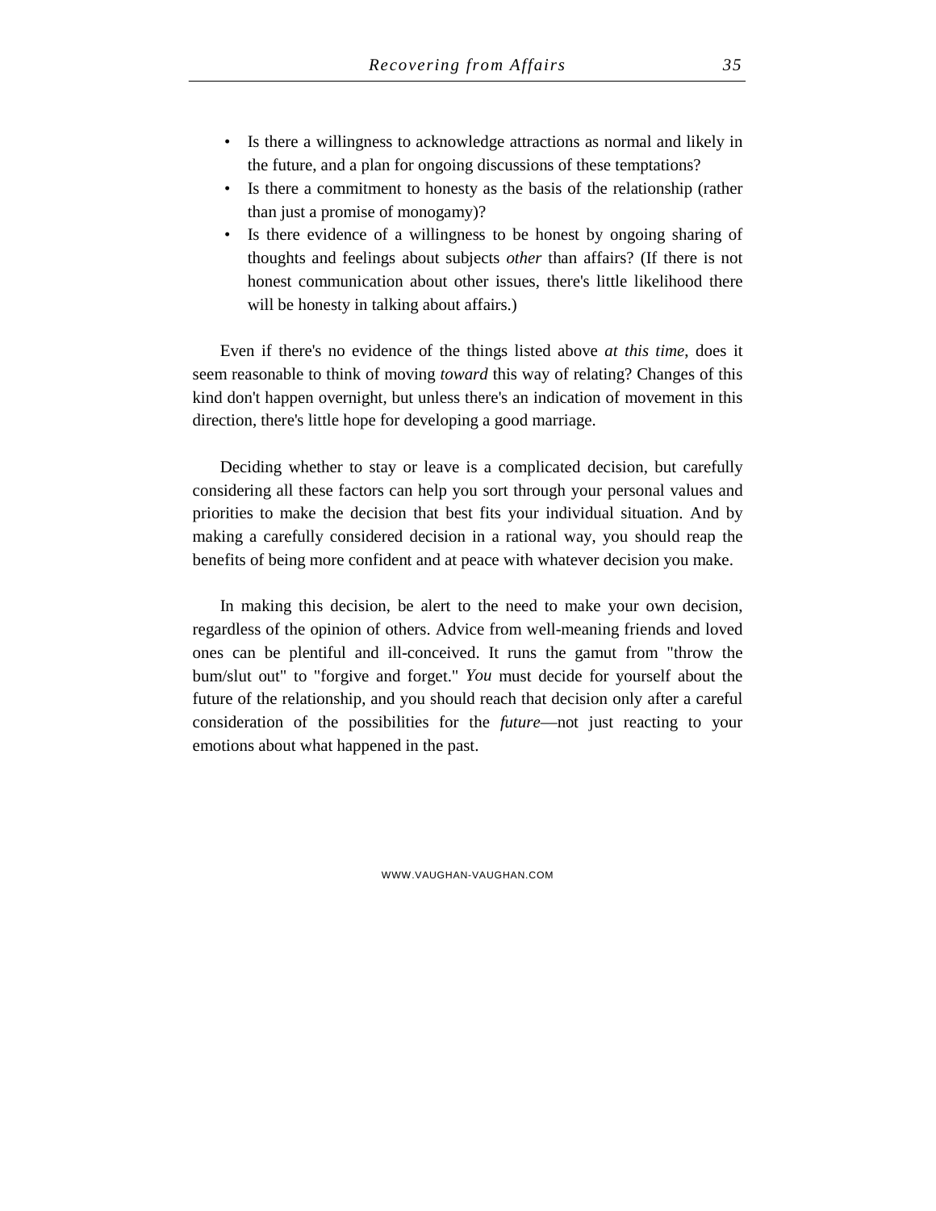- Is there a willingness to acknowledge attractions as normal and likely in the future, and a plan for ongoing discussions of these temptations?
- Is there a commitment to honesty as the basis of the relationship (rather than just a promise of monogamy)?
- Is there evidence of a willingness to be honest by ongoing sharing of thoughts and feelings about subjects *other* than affairs? (If there is not honest communication about other issues, there's little likelihood there will be honesty in talking about affairs.)

Even if there's no evidence of the things listed above *at this time*, does it seem reasonable to think of moving *toward* this way of relating? Changes of this kind don't happen overnight, but unless there's an indication of movement in this direction, there's little hope for developing a good marriage.

Deciding whether to stay or leave is a complicated decision, but carefully considering all these factors can help you sort through your personal values and priorities to make the decision that best fits your individual situation. And by making a carefully considered decision in a rational way, you should reap the benefits of being more confident and at peace with whatever decision you make.

In making this decision, be alert to the need to make your own decision, regardless of the opinion of others. Advice from well-meaning friends and loved ones can be plentiful and ill-conceived. It runs the gamut from "throw the bum/slut out" to "forgive and forget." *You* must decide for yourself about the future of the relationship, and you should reach that decision only after a careful consideration of the possibilities for the *future*—not just reacting to your emotions about what happened in the past.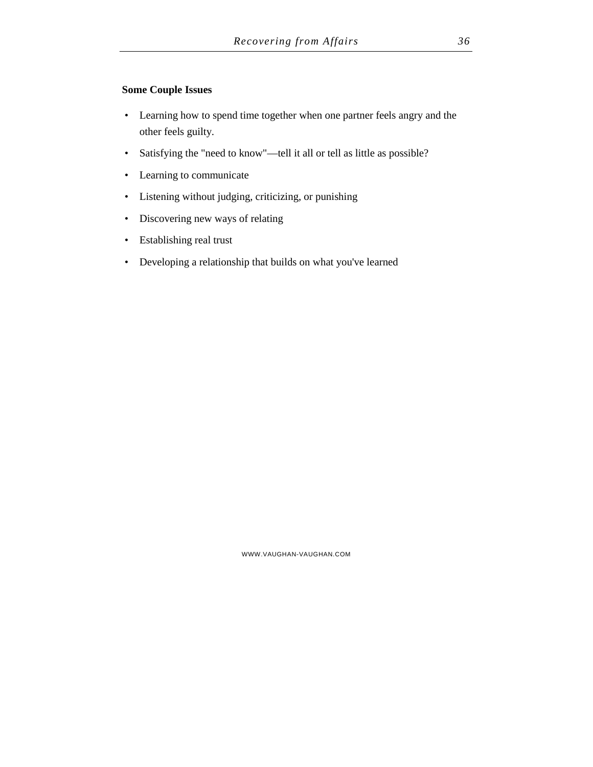**Some Couple Issues**

- Learning how to spend time together when one partner feels angry and the other feels guilty.
- Satisfying the "need to know"—tell it all or tell as little as possible?
- Learning to communicate
- Listening without judging, criticizing, or punishing
- Discovering new ways of relating
- Establishing real trust
- Developing a relationship that builds on what you've learned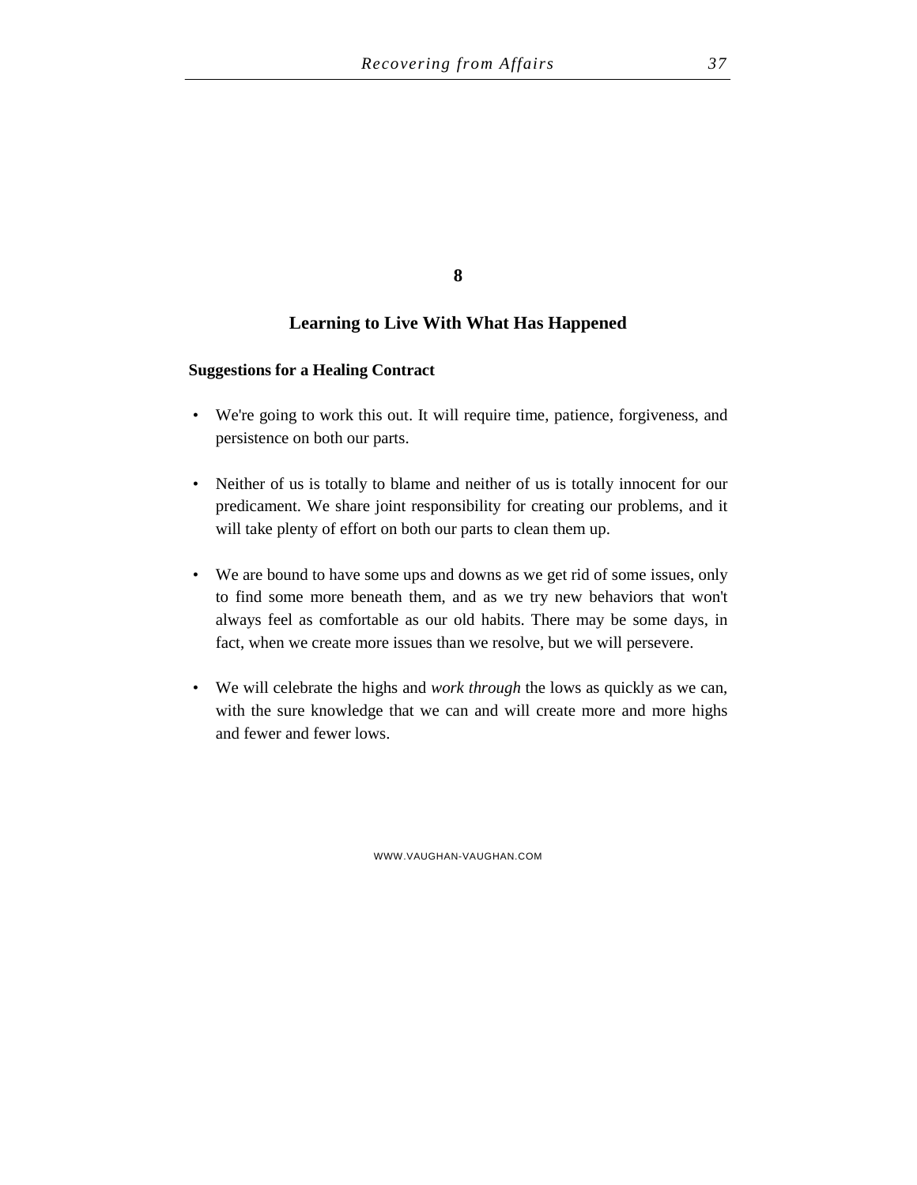# 8

## Learning to Live With What Has Happened

### Suggestions for a Healing Contract

- We're going to work this out. It will require time, patience, forgiveness, and persistence on both our parts.

- Neither of us is totally to blame and neither of us is totally innocent for our predicament. We share joint responsibility for creating our problems, and it will take plenty of effort on both our parts to clean them up.

- We are bound to have some ups and downs as we get rid of some issues, only to find some more beneath them, and as we try new behaviors that won't always feel as comfortable as our old habits. There may be some days, in fact, when we create more issues than we resolve, but we will persevere.

- We will celebrate the highs and *work through* the lows as quickly as we can, with the sure knowledge that we can and will create more and more highs and fewer and fewer lows.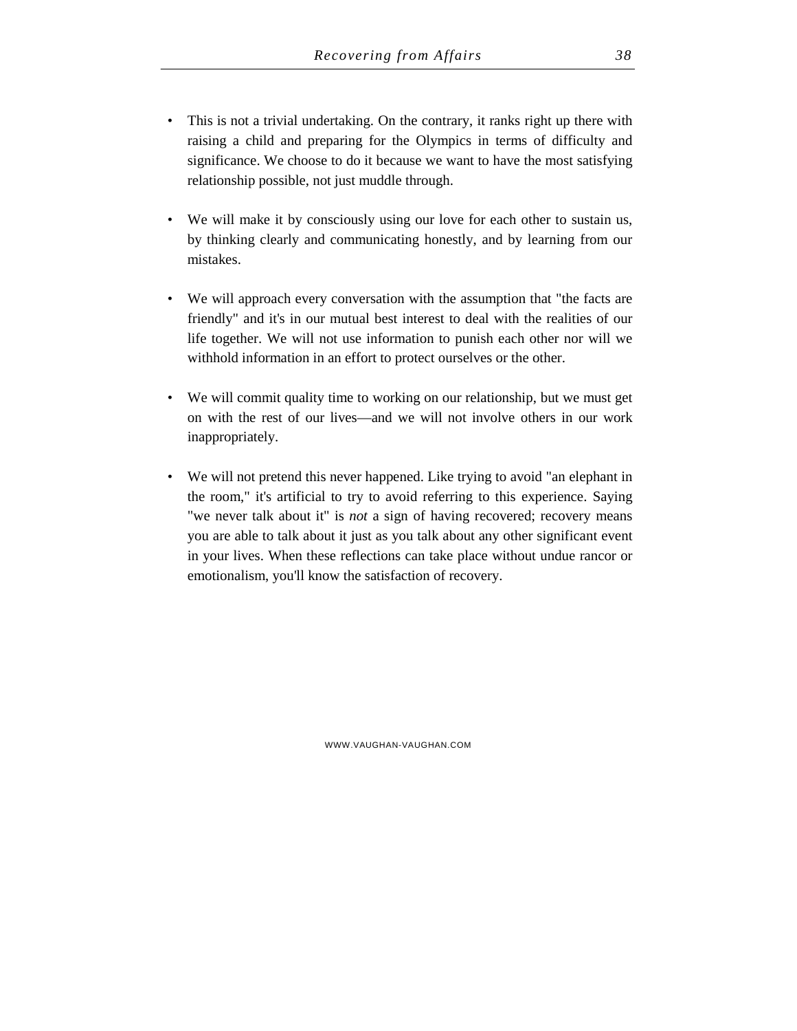- This is not a trivial undertaking. On the contrary, it ranks right up there with raising a child and preparing for the Olympics in terms of difficulty and significance. We choose to do it because we want to have the most satisfying relationship possible, not just muddle through.

- We will make it by consciously using our love for each other to sustain us, by thinking clearly and communicating honestly, and by learning from our mistakes.

- We will approach every conversation with the assumption that "the facts are friendly" and it's in our mutual best interest to deal with the realities of our life together. We will not use information to punish each other nor will we withhold information in an effort to protect ourselves or the other.

- We will commit quality time to working on our relationship, but we must get on with the rest of our lives—and we will not involve others in our work inappropriately.

- We will not pretend this never happened. Like trying to avoid "an elephant in the room," it's artificial to try to avoid referring to this experience. Saying "we never talk about it" is *not* a sign of having recovered; recovery means you are able to talk about it just as you talk about any other significant event in your lives. When these reflections can take place without undue rancor or emotionalism, you'll know the satisfaction of recovery.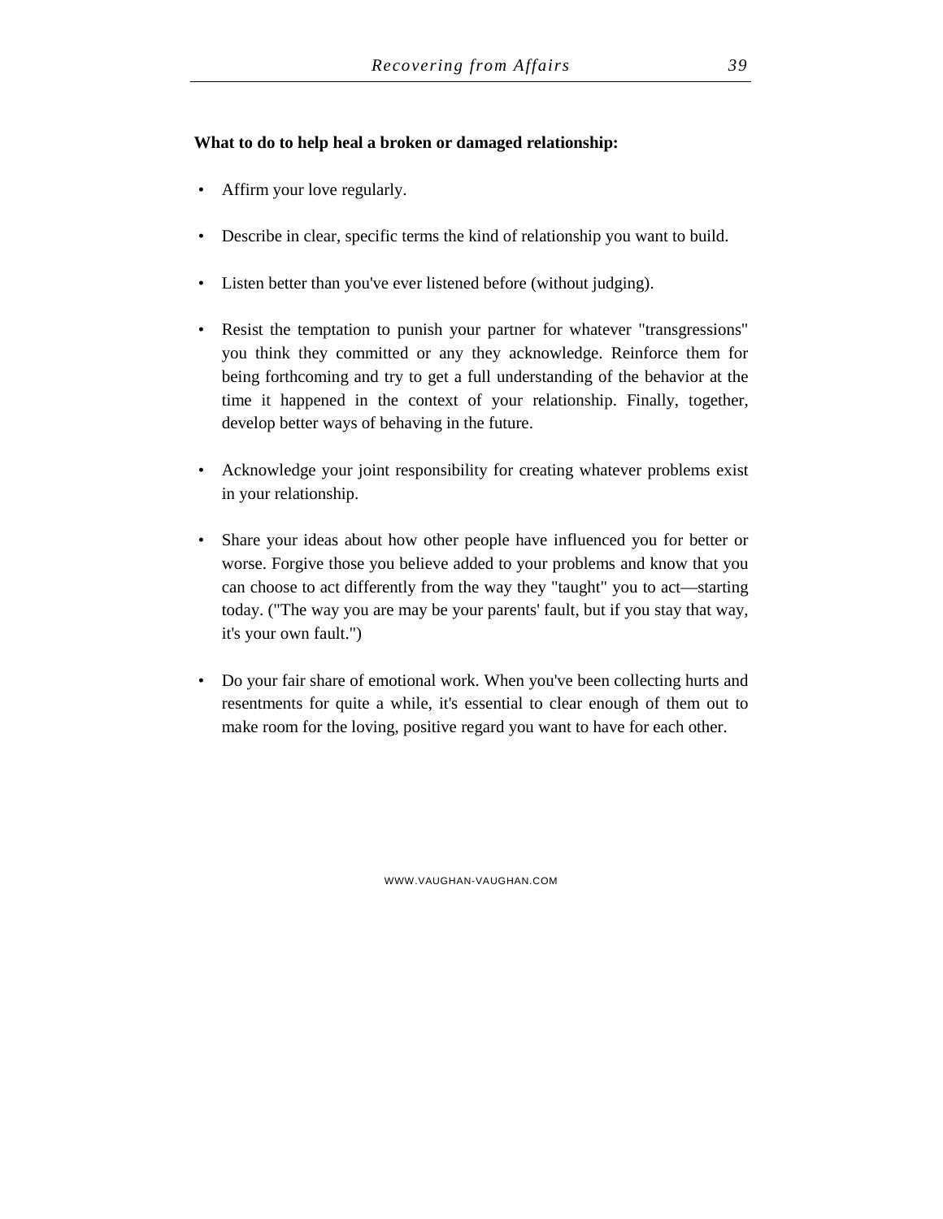**What to do to help heal a broken or damaged relationship:**

- Affirm your love regularly.
- Describe in clear, specific terms the kind of relationship you want to build.
- Listen better than you've ever listened before (without judging).
- Resist the temptation to punish your partner for whatever "transgressions" you think they committed or any they acknowledge. Reinforce them for being forthcoming and try to get a full understanding of the behavior at the time it happened in the context of your relationship. Finally, together, develop better ways of behaving in the future.
- Acknowledge your joint responsibility for creating whatever problems exist in your relationship.
- Share your ideas about how other people have influenced you for better or worse. Forgive those you believe added to your problems and know that you can choose to act differently from the way they "taught" you to act—starting today. ("The way you are may be your parents' fault, but if you stay that way, it's your own fault.")
- Do your fair share of emotional work. When you've been collecting hurts and resentments for quite a while, it's essential to clear enough of them out to make room for the loving, positive regard you want to have for each other.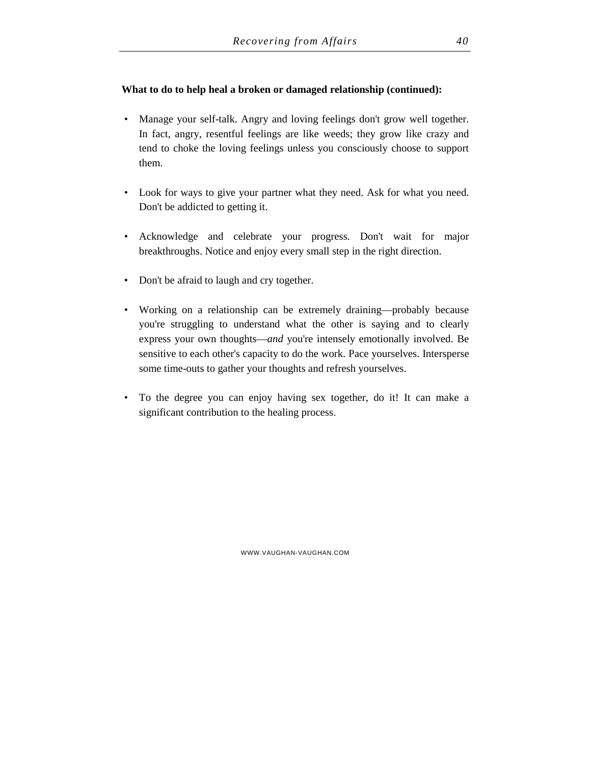**What to do to help heal a broken or damaged relationship (continued):**

- Manage your self-talk. Angry and loving feelings don't grow well together. In fact, angry, resentful feelings are like weeds; they grow like crazy and tend to choke the loving feelings unless you consciously choose to support them.

- Look for ways to give your partner what they need. Ask for what you need. Don't be addicted to getting it.

- Acknowledge and celebrate your progress. Don't wait for major breakthroughs. Notice and enjoy every small step in the right direction.

- Don't be afraid to laugh and cry together.

- Working on a relationship can be extremely draining—probably because you're struggling to understand what the other is saying and to clearly express your own thoughts—*and* you're intensely emotionally involved. Be sensitive to each other's capacity to do the work. Pace yourselves. Intersperse some time-outs to gather your thoughts and refresh yourselves.

- To the degree you can enjoy having sex together, do it! It can make a significant contribution to the healing process.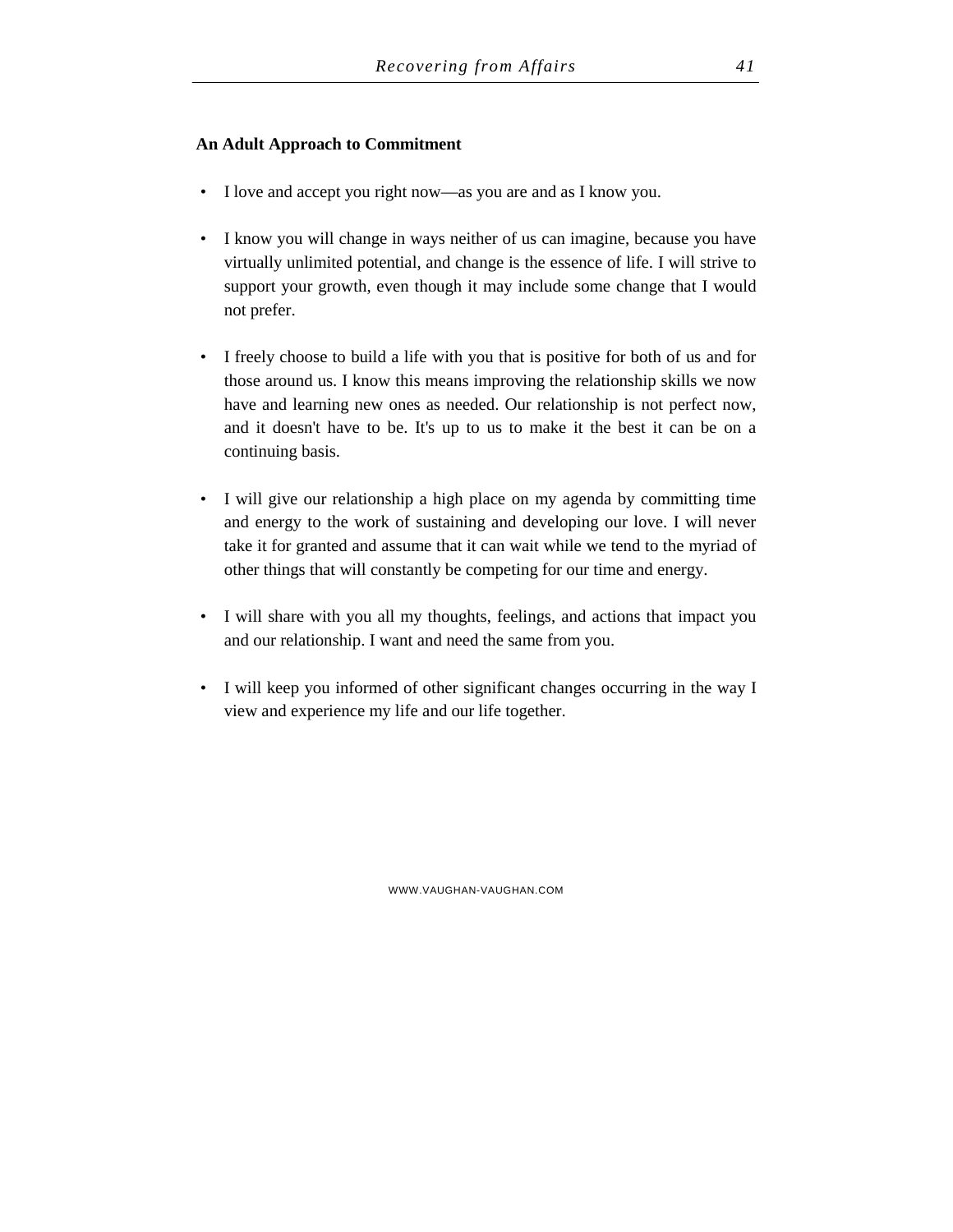**An Adult Approach to Commitment**

- I love and accept you right now—as you are and as I know you.
- I know you will change in ways neither of us can imagine, because you have virtually unlimited potential, and change is the essence of life. I will strive to support your growth, even though it may include some change that I would not prefer.
- I freely choose to build a life with you that is positive for both of us and for those around us. I know this means improving the relationship skills we now have and learning new ones as needed. Our relationship is not perfect now, and it doesn't have to be. It's up to us to make it the best it can be on a continuing basis.
- I will give our relationship a high place on my agenda by committing time and energy to the work of sustaining and developing our love. I will never take it for granted and assume that it can wait while we tend to the myriad of other things that will constantly be competing for our time and energy.
- I will share with you all my thoughts, feelings, and actions that impact you and our relationship. I want and need the same from you.
- I will keep you informed of other significant changes occurring in the way I view and experience my life and our life together.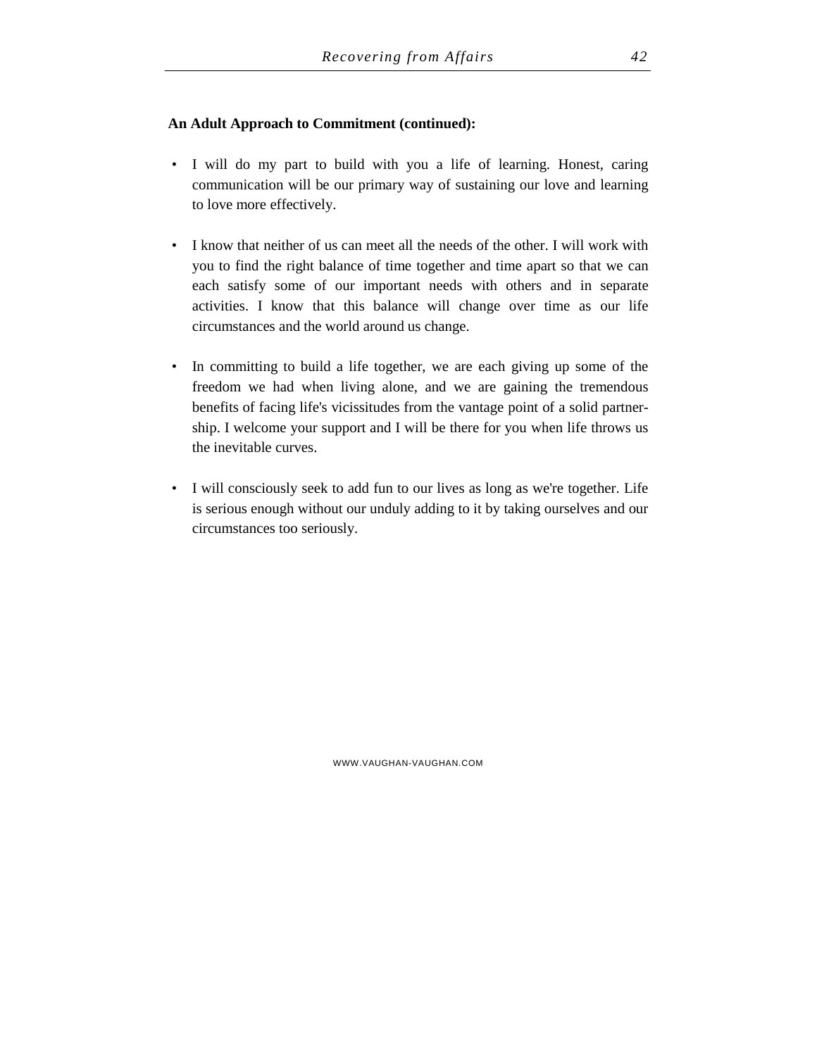**An Adult Approach to Commitment (continued):**

- I will do my part to build with you a life of learning. Honest, caring communication will be our primary way of sustaining our love and learning to love more effectively.

- I know that neither of us can meet all the needs of the other. I will work with you to find the right balance of time together and time apart so that we can each satisfy some of our important needs with others and in separate activities. I know that this balance will change over time as our life circumstances and the world around us change.

- In committing to build a life together, we are each giving up some of the freedom we had when living alone, and we are gaining the tremendous benefits of facing life's vicissitudes from the vantage point of a solid partnership. I welcome your support and I will be there for you when life throws us the inevitable curves.

- I will consciously seek to add fun to our lives as long as we're together. Life is serious enough without our unduly adding to it by taking ourselves and our circumstances too seriously.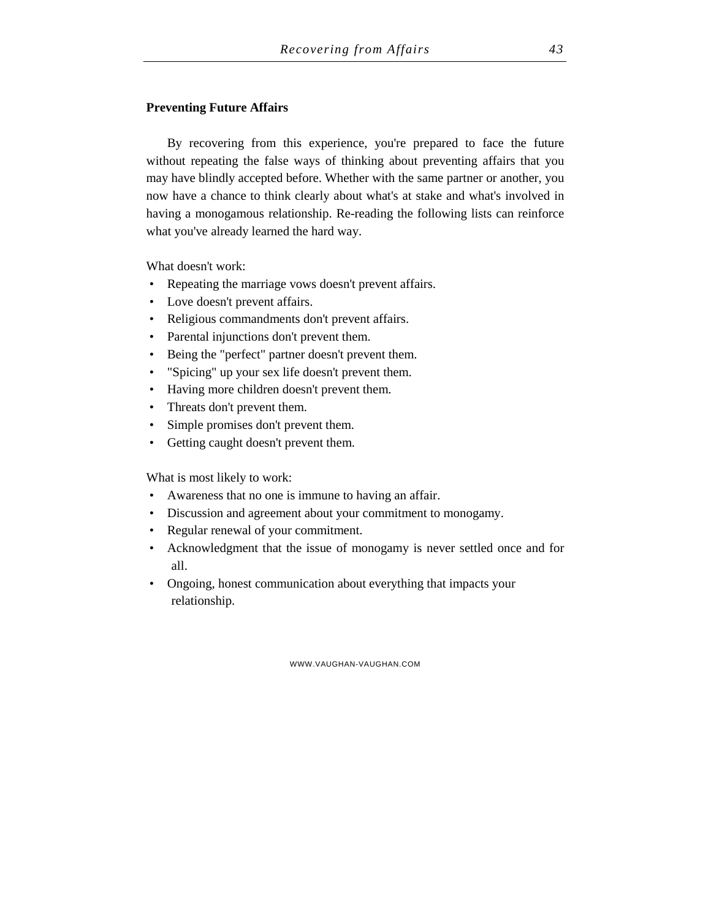## Preventing Future Affairs

By recovering from this experience, you're prepared to face the future without repeating the false ways of thinking about preventing affairs that you may have blindly accepted before. Whether with the same partner or another, you now have a chance to think clearly about what's at stake and what's involved in having a monogamous relationship. Re-reading the following lists can reinforce what you've already learned the hard way.

What doesn't work:

- Repeating the marriage vows doesn't prevent affairs.
- Love doesn't prevent affairs.
- Religious commandments don't prevent affairs.
- Parental injunctions don't prevent them.
- Being the "perfect" partner doesn't prevent them.
- "Spicing" up your sex life doesn't prevent them.
- Having more children doesn't prevent them.
- Threats don't prevent them.
- Simple promises don't prevent them.
- Getting caught doesn't prevent them.

What is most likely to work:

- Awareness that no one is immune to having an affair.
- Discussion and agreement about your commitment to monogamy.
- Regular renewal of your commitment.
- Acknowledgment that the issue of monogamy is never settled once and for all.
- Ongoing, honest communication about everything that impacts your relationship.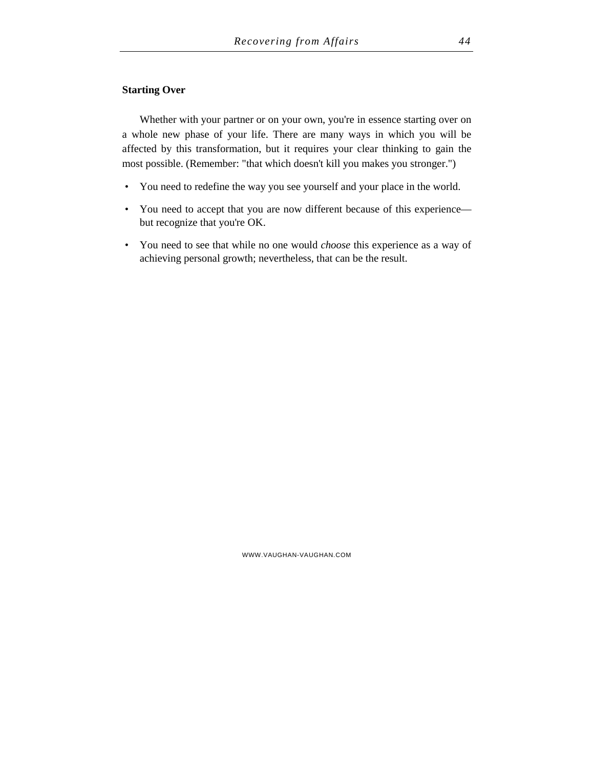### Starting Over

Whether with your partner or on your own, you're in essence starting over on a whole new phase of your life. There are many ways in which you will be affected by this transformation, but it requires your clear thinking to gain the most possible. (Remember: "that which doesn't kill you makes you stronger.")

- You need to redefine the way you see yourself and your place in the world.
- You need to accept that you are now different because of this experience—but recognize that you're OK.
- You need to see that while no one would *choose* this experience as a way of achieving personal growth; nevertheless, that can be the result.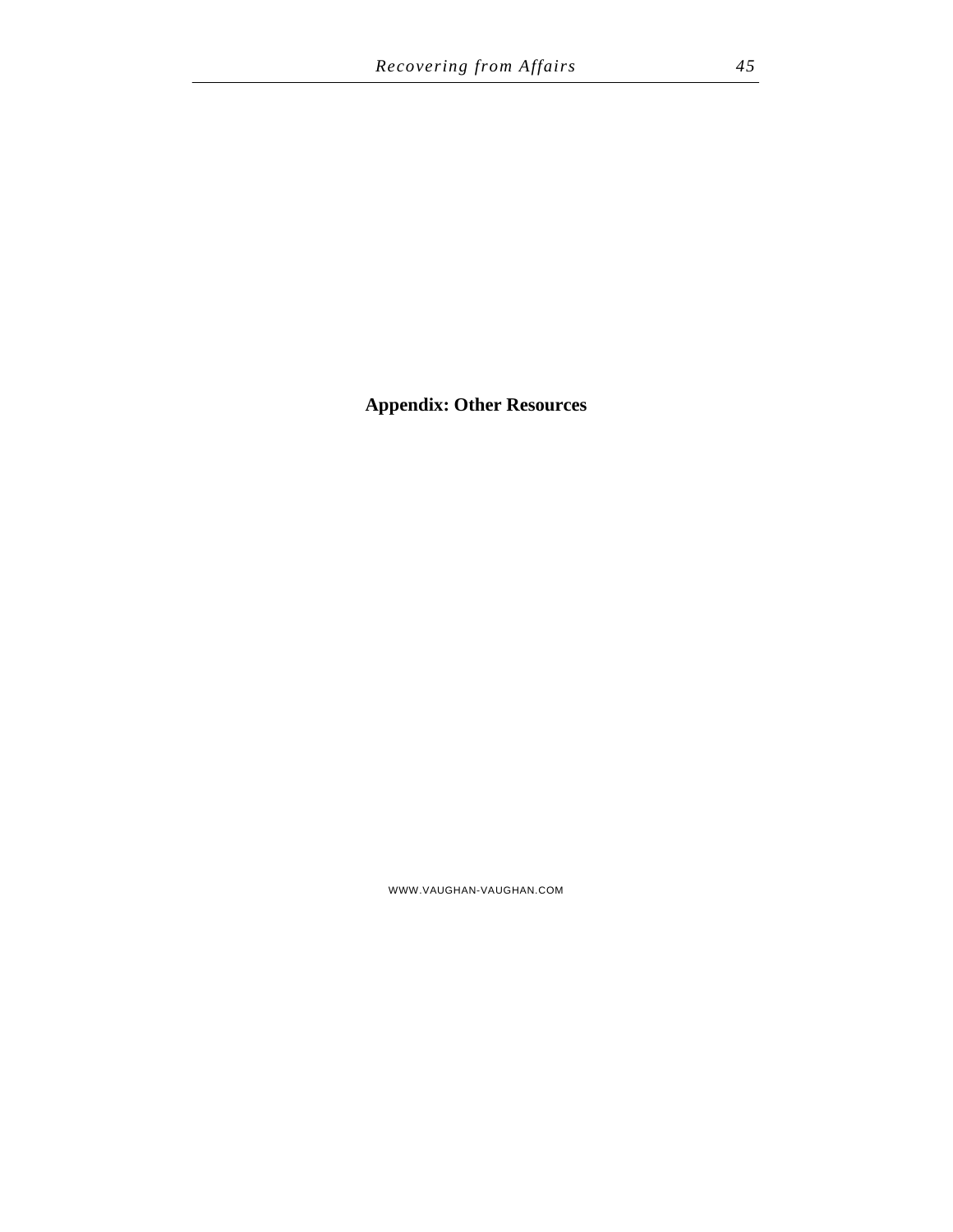# Appendix: Other Resources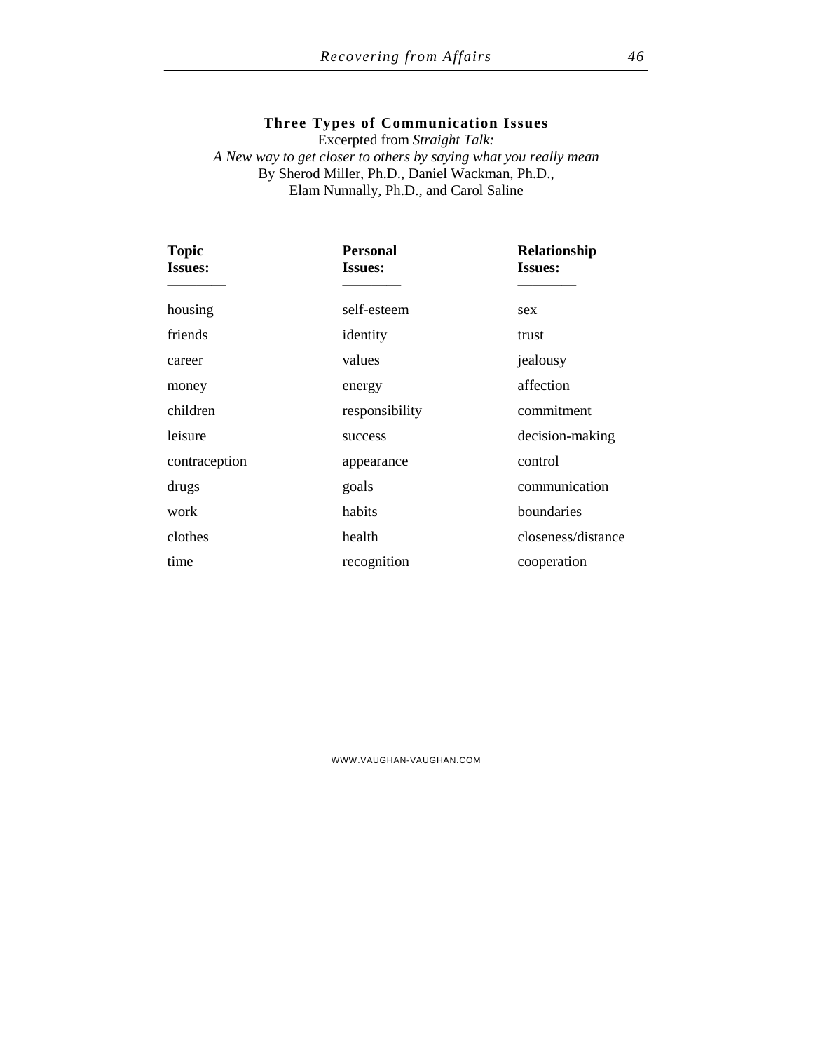## Three Types of Communication Issues

Excerpted from *Straight Talk:*
*A New way to get closer to others by saying what you really mean*
By Sherod Miller, Ph.D., Daniel Wackman, Ph.D.,
Elam Nunnally, Ph.D., and Carol Saline

| **Topic Issues:** | **Personal Issues:** | **Relationship Issues:** |
|---|---|---|
| housing | self-esteem | sex |
| friends | identity | trust |
| career | values | jealousy |
| money | energy | affection |
| children | responsibility | commitment |
| leisure | success | decision-making |
| contraception | appearance | control |
| drugs | goals | communication |
| work | habits | boundaries |
| clothes | health | closeness/distance |
| time | recognition | cooperation |

WWW.VAUGHAN-VAUGHAN.COM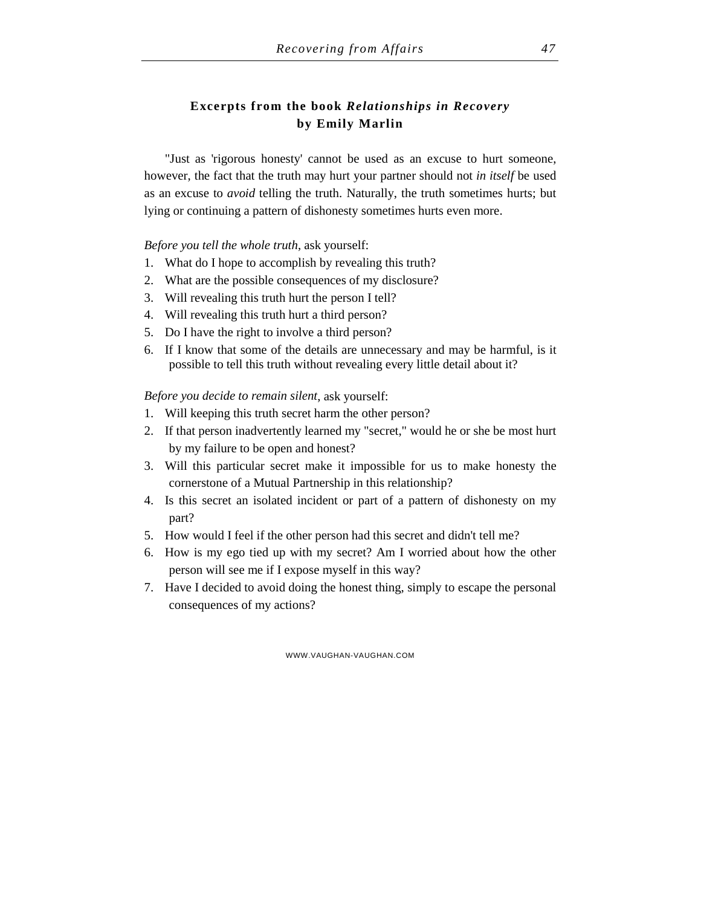## Excerpts from the book *Relationships in Recovery* by Emily Marlin

"Just as 'rigorous honesty' cannot be used as an excuse to hurt someone, however, the fact that the truth may hurt your partner should not *in itself* be used as an excuse to *avoid* telling the truth. Naturally, the truth sometimes hurts; but lying or continuing a pattern of dishonesty sometimes hurts even more.

*Before you tell the whole truth*, ask yourself:

1. What do I hope to accomplish by revealing this truth?
2. What are the possible consequences of my disclosure?
3. Will revealing this truth hurt the person I tell?
4. Will revealing this truth hurt a third person?
5. Do I have the right to involve a third person?
6. If I know that some of the details are unnecessary and may be harmful, is it possible to tell this truth without revealing every little detail about it?

*Before you decide to remain silent*, ask yourself:

1. Will keeping this truth secret harm the other person?
2. If that person inadvertently learned my "secret," would he or she be most hurt by my failure to be open and honest?
3. Will this particular secret make it impossible for us to make honesty the cornerstone of a Mutual Partnership in this relationship?
4. Is this secret an isolated incident or part of a pattern of dishonesty on my part?
5. How would I feel if the other person had this secret and didn't tell me?
6. How is my ego tied up with my secret? Am I worried about how the other person will see me if I expose myself in this way?
7. Have I decided to avoid doing the honest thing, simply to escape the personal consequences of my actions?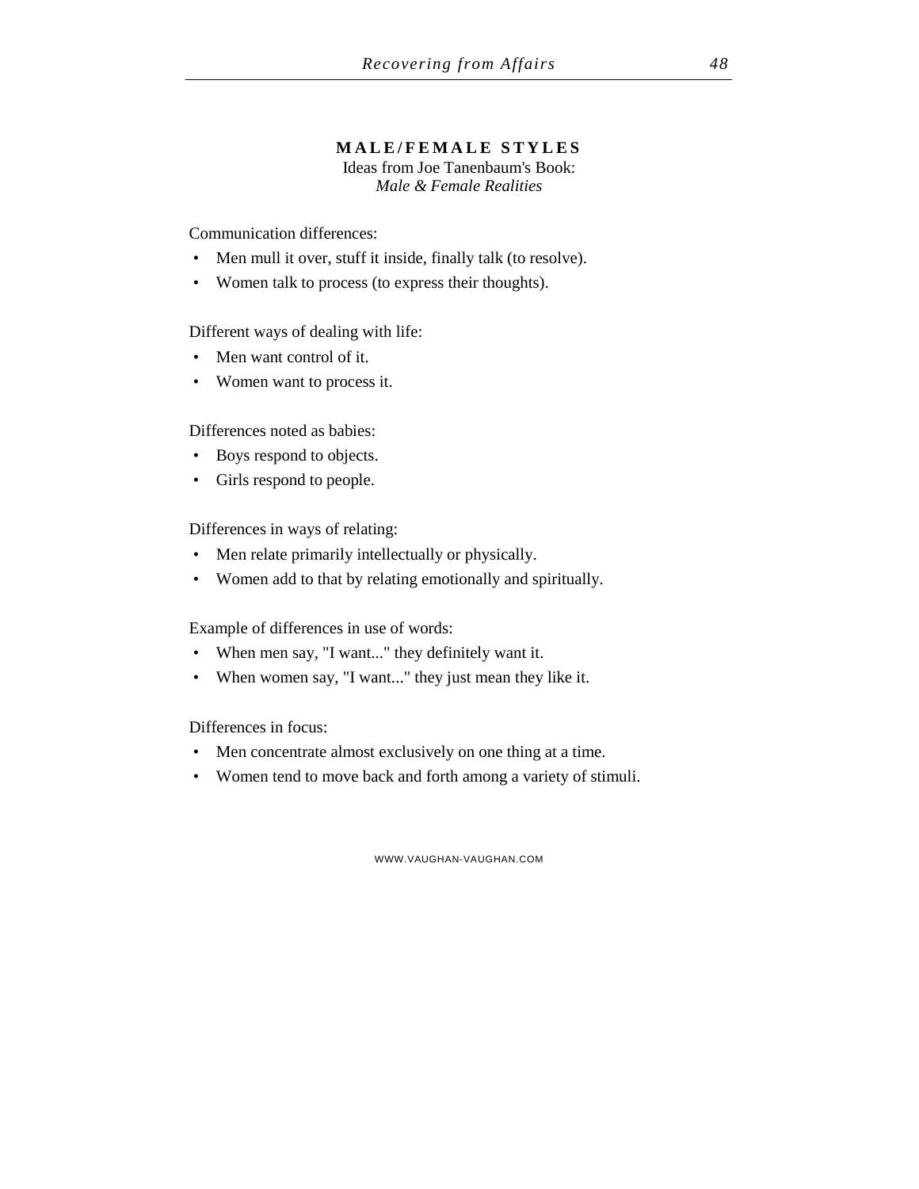## MALE/FEMALE STYLES

Ideas from Joe Tanenbaum's Book:
*Male & Female Realities*

Communication differences:

- Men mull it over, stuff it inside, finally talk (to resolve).
- Women talk to process (to express their thoughts).

Different ways of dealing with life:

- Men want control of it.
- Women want to process it.

Differences noted as babies:

- Boys respond to objects.
- Girls respond to people.

Differences in ways of relating:

- Men relate primarily intellectually or physically.
- Women add to that by relating emotionally and spiritually.

Example of differences in use of words:

- When men say, "I want..." they definitely want it.
- When women say, "I want..." they just mean they like it.

Differences in focus:

- Men concentrate almost exclusively on one thing at a time.
- Women tend to move back and forth among a variety of stimuli.

WWW.VAUGHAN-VAUGHAN.COM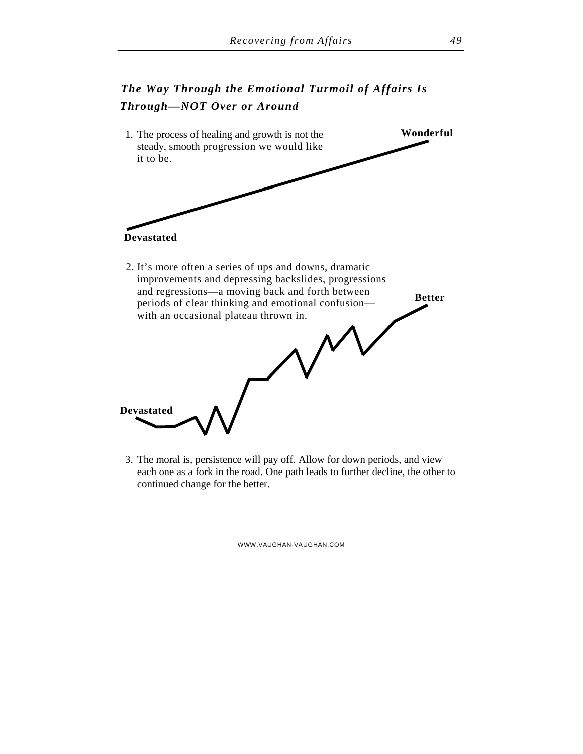## *The Way Through the Emotional Turmoil of Affairs Is Through—NOT Over or Around*

1. The process of healing and growth is not the steady, smooth progression we would like it to be.

**Wonderful**

**Devastated**

2. It's more often a series of ups and downs, dramatic improvements and depressing backslides, progressions and regressions—a moving back and forth between periods of clear thinking and emotional confusion—with an occasional plateau thrown in.

**Better**

**Devastated**

3. The moral is, persistence will pay off. Allow for down periods, and view each one as a fork in the road. One path leads to further decline, the other to continued change for the better.